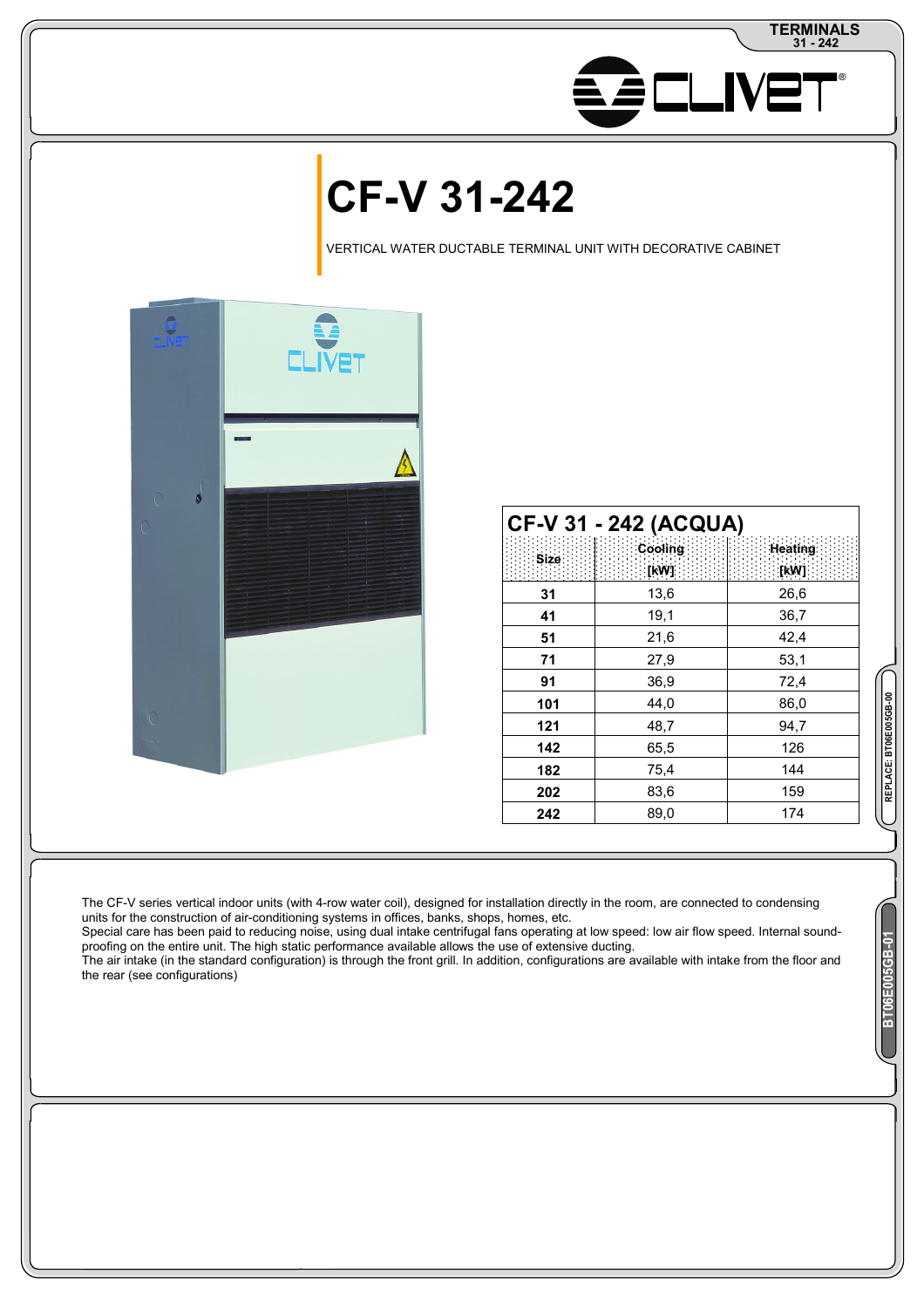# CF-V 31-242

VERTICAL WATER DUCTABLE TERMINAL UNIT WITH DECORATIVE CABINET

## CF-V 31 - 242 (ACQUA)

| Size | Cooling [kW] | Heating [kW] |
|---|---|---|
| 31 | 13,6 | 26,6 |
| 41 | 19,1 | 36,7 |
| 51 | 21,6 | 42,4 |
| 71 | 27,9 | 53,1 |
| 91 | 36,9 | 72,4 |
| 101 | 44,0 | 86,0 |
| 121 | 48,7 | 94,7 |
| 142 | 65,5 | 126 |
| 182 | 75,4 | 144 |
| 202 | 83,6 | 159 |
| 242 | 89,0 | 174 |

The CF-V series vertical indoor units (with 4-row water coil), designed for installation directly in the room, are connected to condensing units for the construction of air-conditioning systems in offices, banks, shops, homes, etc.
Special care has been paid to reducing noise, using dual intake centrifugal fans operating at low speed: low air flow speed. Internal sound-proofing on the entire unit. The high static performance available allows the use of extensive ducting.
The air intake (in the standard configuration) is through the front grill. In addition, configurations are available with intake from the floor and the rear (see configurations)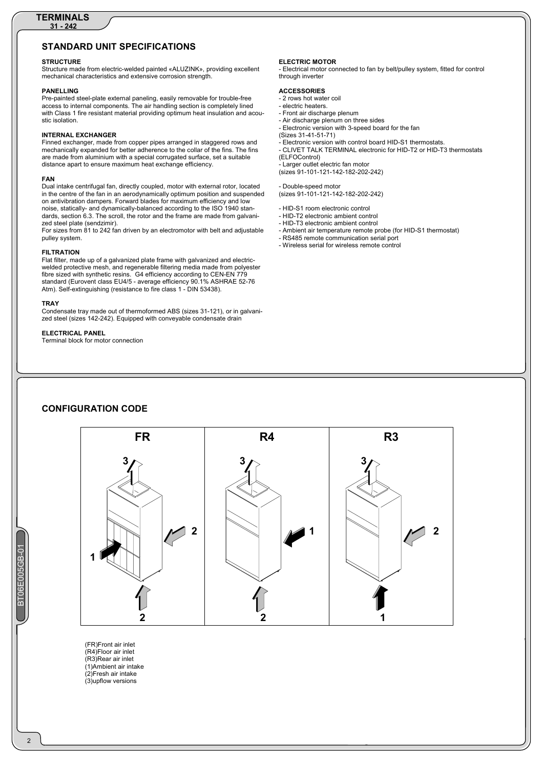## STANDARD UNIT SPECIFICATIONS

**STRUCTURE**
Structure made from electric-welded painted «ALUZINK», providing excellent mechanical characteristics and extensive corrosion strength.

**PANELLING**
Pre-painted steel-plate external paneling, easily removable for trouble-free access to internal components. The air handling section is completely lined with Class 1 fire resistant material providing optimum heat insulation and acoustic isolation.

**INTERNAL EXCHANGER**
Finned exchanger, made from copper pipes arranged in staggered rows and mechanically expanded for better adherence to the collar of the fins. The fins are made from aluminium with a special corrugated surface, set a suitable distance apart to ensure maximum heat exchange efficiency.

**FAN**
Dual intake centrifugal fan, directly coupled, motor with external rotor, located in the centre of the fan in an aerodynamically optimum position and suspended on antivibration dampers. Forward blades for maximum efficiency and low noise, statically- and dynamically-balanced according to the ISO 1940 standards, section 6.3. The scroll, the rotor and the frame are made from galvanized steel plate (sendzimir).
For sizes from 81 to 242 fan driven by an electromotor with belt and adjustable pulley system.

**FILTRATION**
Flat filter, made up of a galvanized plate frame with galvanized and electric-welded protective mesh, and regenerable filtering media made from polyester fibre sized with synthetic resins. G4 efficiency according to CEN-EN 779 standard (Eurovent class EU4/5 - average efficiency 90.1% ASHRAE 52-76 Atm). Self-extinguishing (resistance to fire class 1 - DIN 53438).

**TRAY**
Condensate tray made out of thermoformed ABS (sizes 31-121), or in galvanized steel (sizes 142-242). Equipped with conveyable condensate drain

**ELECTRICAL PANEL**
Terminal block for motor connection

**ELECTRIC MOTOR**
- Electrical motor connected to fan by belt/pulley system, fitted for control through inverter

**ACCESSORIES**
- 2 rows hot water coil
- electric heaters.
- Front air discharge plenum
- Air discharge plenum on three sides
- Electronic version with 3-speed board for the fan
(Sizes 31-41-51-71)
- Electronic version with control board HID-S1 thermostats.
- CLIVET TALK TERMINAL electronic for HID-T2 or HID-T3 thermostats (ELFOControl)
- Larger outlet electric fan motor
(sizes 91-101-121-142-182-202-242)

- Double-speed motor
(sizes 91-101-121-142-182-202-242)

- HID-S1 room electronic control
- HID-T2 electronic ambient control
- HID-T3 electronic ambient control
- Ambient air temperature remote probe (for HID-S1 thermostat)
- RS485 remote communication serial port
- Wireless serial for wireless remote control

## CONFIGURATION CODE

| FR | R4 | R3 |
|---|---|---|

(FR)Front air inlet
(R4)Floor air inlet
(R3)Rear air inlet
(1)Ambient air intake
(2)Fresh air intake
(3)upflow versions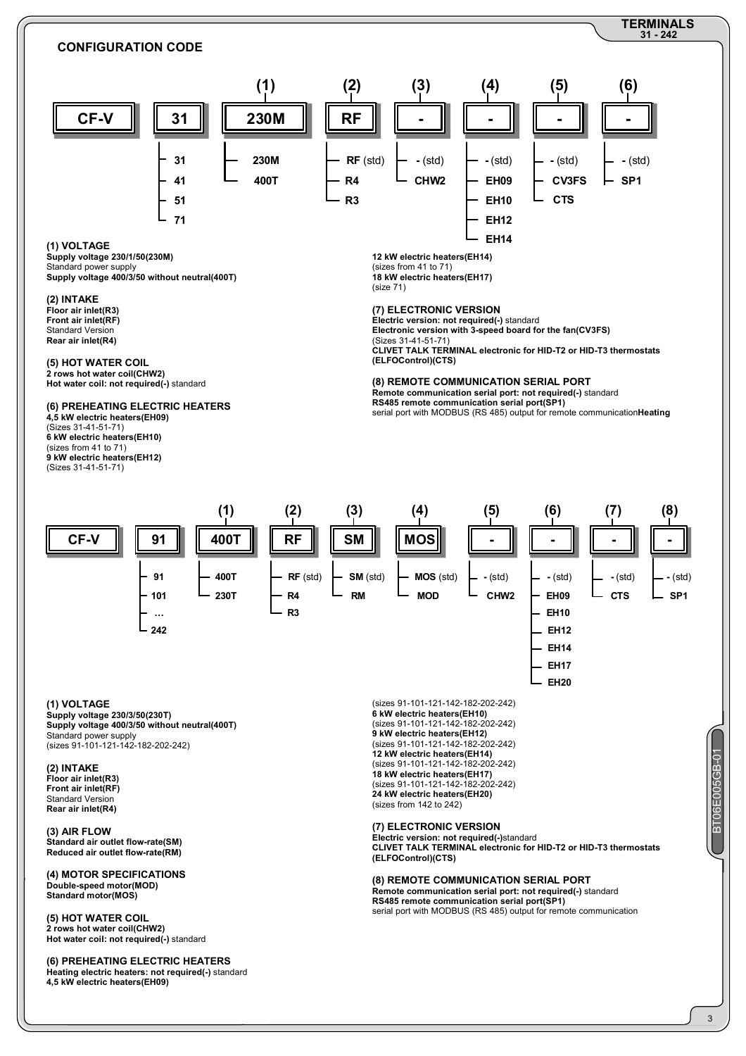## CONFIGURATION CODE

| CF-V | Size | (1) | (2) | (3) | (4) | (5) | (6) |
|---|---|---|---|---|---|---|---|
| CF-V | 31 | 230M | RF | - | - | - | - |
| | 31 | 230M | RF (std) | - (std) | - (std) | - (std) | - (std) |
| | 41 | 400T | R4 | CHW2 | EH09 | CV3FS | SP1 |
| | 51 | | R3 | | EH10 | CTS | |
| | 71 | | | | EH12 | | |
| | | | | | EH14 | | |

**(1) VOLTAGE**
**Supply voltage 230/1/50(230M)**
Standard power supply
**Supply voltage 400/3/50 without neutral(400T)**

**(2) INTAKE**
**Floor air inlet(R3)**
**Front air inlet(RF)**
Standard Version
**Rear air inlet(R4)**

**(5) HOT WATER COIL**
**2 rows hot water coil(CHW2)**
**Hot water coil: not required(-)** standard

**(6) PREHEATING ELECTRIC HEATERS**
**4,5 kW electric heaters(EH09)**
(Sizes 31-41-51-71)
**6 kW electric heaters(EH10)**
(sizes from 41 to 71)
**9 kW electric heaters(EH12)**
(Sizes 31-41-51-71)
**12 kW electric heaters(EH14)**
(sizes from 41 to 71)
**18 kW electric heaters(EH17)**
(size 71)

**(7) ELECTRONIC VERSION**
**Electric version: not required(-)** standard
**Electronic version with 3-speed board for the fan(CV3FS)**
(Sizes 31-41-51-71)
**CLIVET TALK TERMINAL electronic for HID-T2 or HID-T3 thermostats (ELFOControl)(CTS)**

**(8) REMOTE COMMUNICATION SERIAL PORT**
**Remote communication serial port: not required(-)** standard
**RS485 remote communication serial port(SP1)**
serial port with MODBUS (RS 485) output for remote communication**Heating**

| CF-V | Size | (1) | (2) | (3) | (4) | (5) | (6) | (7) | (8) |
|---|---|---|---|---|---|---|---|---|---|
| CF-V | 91 | 400T | RF | SM | MOS | - | - | - | - |
| | 91 | 400T | RF (std) | SM (std) | MOS (std) | - (std) | - (std) | - (std) | - (std) |
| | 101 | 230T | R4 | RM | MOD | CHW2 | EH09 | CTS | SP1 |
| | … | | R3 | | | | EH10 | | |
| | 242 | | | | | | EH12 | | |
| | | | | | | | EH14 | | |
| | | | | | | | EH17 | | |
| | | | | | | | EH20 | | |

**(1) VOLTAGE**
**Supply voltage 230/3/50(230T)**
**Supply voltage 400/3/50 without neutral(400T)**
Standard power supply
(sizes 91-101-121-142-182-202-242)

**(2) INTAKE**
**Floor air inlet(R3)**
**Front air inlet(RF)**
Standard Version
**Rear air inlet(R4)**

**(3) AIR FLOW**
**Standard air outlet flow-rate(SM)**
**Reduced air outlet flow-rate(RM)**

**(4) MOTOR SPECIFICATIONS**
**Double-speed motor(MOD)**
**Standard motor(MOS)**

**(5) HOT WATER COIL**
**2 rows hot water coil(CHW2)**
**Hot water coil: not required(-)** standard

**(6) PREHEATING ELECTRIC HEATERS**
**Heating electric heaters: not required(-)** standard
**4,5 kW electric heaters(EH09)**
(sizes 91-101-121-142-182-202-242)
**6 kW electric heaters(EH10)**
(sizes 91-101-121-142-182-202-242)
**9 kW electric heaters(EH12)**
(sizes 91-101-121-142-182-202-242)
**12 kW electric heaters(EH14)**
(sizes 91-101-121-142-182-202-242)
**18 kW electric heaters(EH17)**
(sizes 91-101-121-142-182-202-242)
**24 kW electric heaters(EH20)**
(sizes from 142 to 242)

**(7) ELECTRONIC VERSION**
**Electric version: not required(-)**standard
**CLIVET TALK TERMINAL electronic for HID-T2 or HID-T3 thermostats (ELFOControl)(CTS)**

**(8) REMOTE COMMUNICATION SERIAL PORT**
**Remote communication serial port: not required(-)** standard
**RS485 remote communication serial port(SP1)**
serial port with MODBUS (RS 485) output for remote communication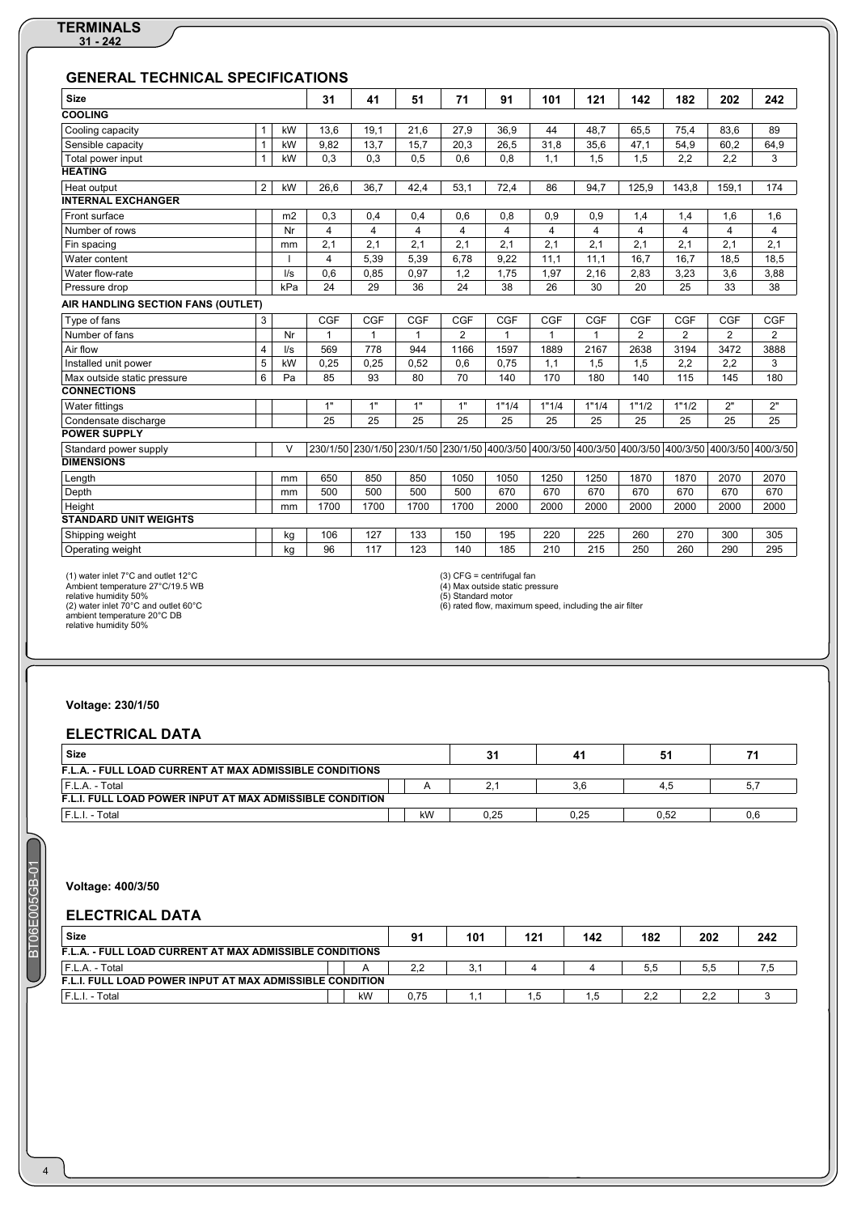## GENERAL TECHNICAL SPECIFICATIONS

| Size | | | 31 | 41 | 51 | 71 | 91 | 101 | 121 | 142 | 182 | 202 | 242 |
|---|---|---|---|---|---|---|---|---|---|---|---|---|---|
| **COOLING** | | | | | | | | | | | | | |
| Cooling capacity | 1 | kW | 13,6 | 19,1 | 21,6 | 27,9 | 36,9 | 44 | 48,7 | 65,5 | 75,4 | 83,6 | 89 |
| Sensible capacity | 1 | kW | 9,82 | 13,7 | 15,7 | 20,3 | 26,5 | 31,8 | 35,6 | 47,1 | 54,9 | 60,2 | 64,9 |
| Total power input | 1 | kW | 0,3 | 0,3 | 0,5 | 0,6 | 0,8 | 1,1 | 1,5 | 1,5 | 2,2 | 2,2 | 3 |
| **HEATING** | | | | | | | | | | | | | |
| Heat output | 2 | kW | 26,6 | 36,7 | 42,4 | 53,1 | 72,4 | 86 | 94,7 | 125,9 | 143,8 | 159,1 | 174 |
| **INTERNAL EXCHANGER** | | | | | | | | | | | | | |
| Front surface | | m2 | 0,3 | 0,4 | 0,4 | 0,6 | 0,8 | 0,9 | 0,9 | 1,4 | 1,4 | 1,6 | 1,6 |
| Number of rows | | Nr | 4 | 4 | 4 | 4 | 4 | 4 | 4 | 4 | 4 | 4 | 4 |
| Fin spacing | | mm | 2,1 | 2,1 | 2,1 | 2,1 | 2,1 | 2,1 | 2,1 | 2,1 | 2,1 | 2,1 | 2,1 |
| Water content | | l | 4 | 5,39 | 5,39 | 6,78 | 9,22 | 11,1 | 11,1 | 16,7 | 16,7 | 18,5 | 18,5 |
| Water flow-rate | | l/s | 0,6 | 0,85 | 0,97 | 1,2 | 1,75 | 1,97 | 2,16 | 2,83 | 3,23 | 3,6 | 3,88 |
| Pressure drop | | kPa | 24 | 29 | 36 | 24 | 38 | 26 | 30 | 20 | 25 | 33 | 38 |
| **AIR HANDLING SECTION FANS (OUTLET)** | | | | | | | | | | | | | |
| Type of fans | 3 | | CGF | CGF | CGF | CGF | CGF | CGF | CGF | CGF | CGF | CGF | CGF |
| Number of fans | | Nr | 1 | 1 | 1 | 2 | 1 | 1 | 1 | 2 | 2 | 2 | 2 |
| Air flow | 4 | l/s | 569 | 778 | 944 | 1166 | 1597 | 1889 | 2167 | 2638 | 3194 | 3472 | 3888 |
| Installed unit power | 5 | kW | 0,25 | 0,25 | 0,52 | 0,6 | 0,75 | 1,1 | 1,5 | 1,5 | 2,2 | 2,2 | 3 |
| Max outside static pressure | 6 | Pa | 85 | 93 | 80 | 70 | 140 | 170 | 180 | 140 | 115 | 145 | 180 |
| **CONNECTIONS** | | | | | | | | | | | | | |
| Water fittings | | | 1" | 1" | 1" | 1" | 1"1/4 | 1"1/4 | 1"1/4 | 1"1/2 | 1"1/2 | 2" | 2" |
| Condensate discharge | | | 25 | 25 | 25 | 25 | 25 | 25 | 25 | 25 | 25 | 25 | 25 |
| **POWER SUPPLY** | | | | | | | | | | | | | |
| Standard power supply | | V | 230/1/50 | 230/1/50 | 230/1/50 | 230/1/50 | 400/3/50 | 400/3/50 | 400/3/50 | 400/3/50 | 400/3/50 | 400/3/50 | 400/3/50 |
| **DIMENSIONS** | | | | | | | | | | | | | |
| Length | | mm | 650 | 850 | 850 | 1050 | 1050 | 1250 | 1250 | 1870 | 1870 | 2070 | 2070 |
| Depth | | mm | 500 | 500 | 500 | 500 | 670 | 670 | 670 | 670 | 670 | 670 | 670 |
| Height | | mm | 1700 | 1700 | 1700 | 1700 | 2000 | 2000 | 2000 | 2000 | 2000 | 2000 | 2000 |
| **STANDARD UNIT WEIGHTS** | | | | | | | | | | | | | |
| Shipping weight | | kg | 106 | 127 | 133 | 150 | 195 | 220 | 225 | 260 | 270 | 300 | 305 |
| Operating weight | | kg | 96 | 117 | 123 | 140 | 185 | 210 | 215 | 250 | 260 | 290 | 295 |

(1) water inlet 7°C and outlet 12°C
Ambient temperature 27°C/19.5 WB
relative humidity 50%
(2) water inlet 70°C and outlet 60°C
ambient temperature 20°C DB
relative humidity 50%

(3) CFG = centrifugal fan
(4) Max outside static pressure
(5) Standard motor
(6) rated flow, maximum speed, including the air filter

**Voltage: 230/1/50**

## ELECTRICAL DATA

| Size | | 31 | 41 | 51 | 71 |
|---|---|---|---|---|---|
| **F.L.A. - FULL LOAD CURRENT AT MAX ADMISSIBLE CONDITIONS** | | | | | |
| F.L.A. - Total | A | 2,1 | 3,6 | 4,5 | 5,7 |
| **F.L.I. FULL LOAD POWER INPUT AT MAX ADMISSIBLE CONDITION** | | | | | |
| F.L.I. - Total | kW | 0,25 | 0,25 | 0,52 | 0,6 |

**Voltage: 400/3/50**

## ELECTRICAL DATA

| Size | | 91 | 101 | 121 | 142 | 182 | 202 | 242 |
|---|---|---|---|---|---|---|---|---|
| **F.L.A. - FULL LOAD CURRENT AT MAX ADMISSIBLE CONDITIONS** | | | | | | | | |
| F.L.A. - Total | A | 2,2 | 3,1 | 4 | 4 | 5,5 | 5,5 | 7,5 |
| **F.L.I. FULL LOAD POWER INPUT AT MAX ADMISSIBLE CONDITION** | | | | | | | | |
| F.L.I. - Total | kW | 0,75 | 1,1 | 1,5 | 1,5 | 2,2 | 2,2 | 3 |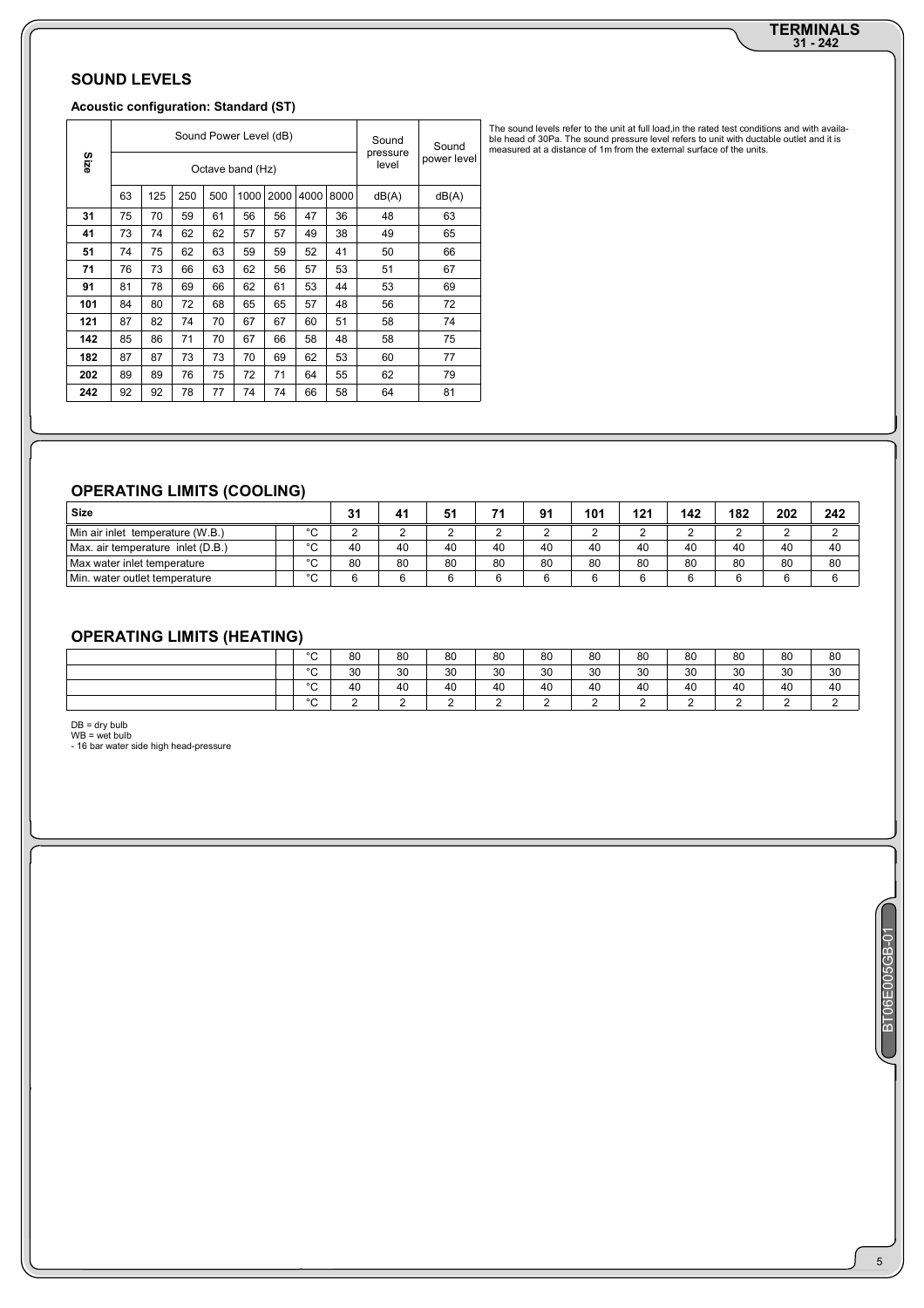## SOUND LEVELS

**Acoustic configuration: Standard (ST)**

| Size | Sound Power Level (dB) | | | | | | | | Sound pressure level | Sound power level |
|---|---|---|---|---|---|---|---|---|---|---|
| | Octave band (Hz) | | | | | | | | | |
| | 63 | 125 | 250 | 500 | 1000 | 2000 | 4000 | 8000 | dB(A) | dB(A) |
| **31** | 75 | 70 | 59 | 61 | 56 | 56 | 47 | 36 | 48 | 63 |
| **41** | 73 | 74 | 62 | 62 | 57 | 57 | 49 | 38 | 49 | 65 |
| **51** | 74 | 75 | 62 | 63 | 59 | 59 | 52 | 41 | 50 | 66 |
| **71** | 76 | 73 | 66 | 63 | 62 | 56 | 57 | 53 | 51 | 67 |
| **91** | 81 | 78 | 69 | 66 | 62 | 61 | 53 | 44 | 53 | 69 |
| **101** | 84 | 80 | 72 | 68 | 65 | 65 | 57 | 48 | 56 | 72 |
| **121** | 87 | 82 | 74 | 70 | 67 | 67 | 60 | 51 | 58 | 74 |
| **142** | 85 | 86 | 71 | 70 | 67 | 66 | 58 | 48 | 58 | 75 |
| **182** | 87 | 87 | 73 | 73 | 70 | 69 | 62 | 53 | 60 | 77 |
| **202** | 89 | 89 | 76 | 75 | 72 | 71 | 64 | 55 | 62 | 79 |
| **242** | 92 | 92 | 78 | 77 | 74 | 74 | 66 | 58 | 64 | 81 |

The sound levels refer to the unit at full load,in the rated test conditions and with available head of 30Pa. The sound pressure level refers to unit with ductable outlet and it is measured at a distance of 1m from the external surface of the units.

## OPERATING LIMITS (COOLING)

| Size | | | 31 | 41 | 51 | 71 | 91 | 101 | 121 | 142 | 182 | 202 | 242 |
|---|---|---|---|---|---|---|---|---|---|---|---|---|---|
| Min air inlet temperature (W.B.) | | °C | 2 | 2 | 2 | 2 | 2 | 2 | 2 | 2 | 2 | 2 | 2 |
| Max. air temperature inlet (D.B.) | | °C | 40 | 40 | 40 | 40 | 40 | 40 | 40 | 40 | 40 | 40 | 40 |
| Max water inlet temperature | | °C | 80 | 80 | 80 | 80 | 80 | 80 | 80 | 80 | 80 | 80 | 80 |
| Min. water outlet temperature | | °C | 6 | 6 | 6 | 6 | 6 | 6 | 6 | 6 | 6 | 6 | 6 |

## OPERATING LIMITS (HEATING)

| | | | | | | | | | | | | | |
|---|---|---|---|---|---|---|---|---|---|---|---|---|---|
| | | °C | 80 | 80 | 80 | 80 | 80 | 80 | 80 | 80 | 80 | 80 | 80 |
| | | °C | 30 | 30 | 30 | 30 | 30 | 30 | 30 | 30 | 30 | 30 | 30 |
| | | °C | 40 | 40 | 40 | 40 | 40 | 40 | 40 | 40 | 40 | 40 | 40 |
| | | °C | 2 | 2 | 2 | 2 | 2 | 2 | 2 | 2 | 2 | 2 | 2 |

DB = dry bulb
WB = wet bulb
- 16 bar water side high head-pressure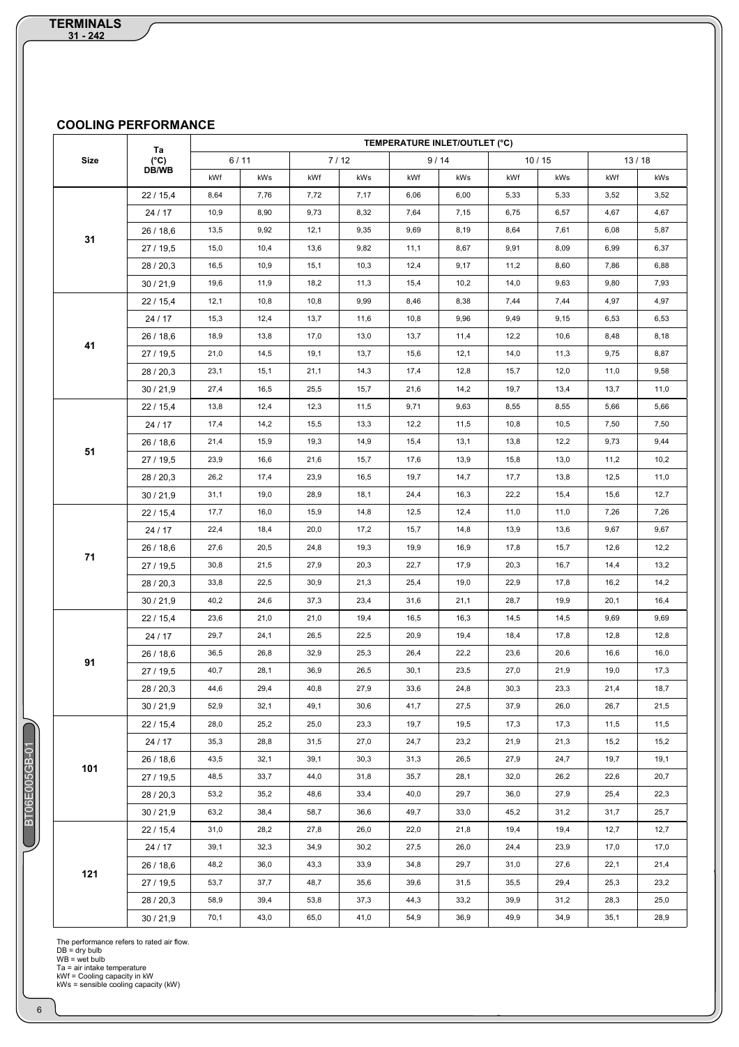## COOLING PERFORMANCE

| Size | Ta (°C) DB/WB | TEMPERATURE INLET/OUTLET (°C) | | | | | | | | | |
|---|---|---|---|---|---|---|---|---|---|---|---|
| | | 6 / 11 | | 7 / 12 | | 9 / 14 | | 10 / 15 | | 13 / 18 | |
| | | kWf | kWs | kWf | kWs | kWf | kWs | kWf | kWs | kWf | kWs |
| 31 | 22 / 15,4 | 8,64 | 7,76 | 7,72 | 7,17 | 6,06 | 6,00 | 5,33 | 5,33 | 3,52 | 3,52 |
| | 24 / 17 | 10,9 | 8,90 | 9,73 | 8,32 | 7,64 | 7,15 | 6,75 | 6,57 | 4,67 | 4,67 |
| | 26 / 18,6 | 13,5 | 9,92 | 12,1 | 9,35 | 9,69 | 8,19 | 8,64 | 7,61 | 6,08 | 5,87 |
| | 27 / 19,5 | 15,0 | 10,4 | 13,6 | 9,82 | 11,1 | 8,67 | 9,91 | 8,09 | 6,99 | 6,37 |
| | 28 / 20,3 | 16,5 | 10,9 | 15,1 | 10,3 | 12,4 | 9,17 | 11,2 | 8,60 | 7,86 | 6,88 |
| | 30 / 21,9 | 19,6 | 11,9 | 18,2 | 11,3 | 15,4 | 10,2 | 14,0 | 9,63 | 9,80 | 7,93 |
| 41 | 22 / 15,4 | 12,1 | 10,8 | 10,8 | 9,99 | 8,46 | 8,38 | 7,44 | 7,44 | 4,97 | 4,97 |
| | 24 / 17 | 15,3 | 12,4 | 13,7 | 11,6 | 10,8 | 9,96 | 9,49 | 9,15 | 6,53 | 6,53 |
| | 26 / 18,6 | 18,9 | 13,8 | 17,0 | 13,0 | 13,7 | 11,4 | 12,2 | 10,6 | 8,48 | 8,18 |
| | 27 / 19,5 | 21,0 | 14,5 | 19,1 | 13,7 | 15,6 | 12,1 | 14,0 | 11,3 | 9,75 | 8,87 |
| | 28 / 20,3 | 23,1 | 15,1 | 21,1 | 14,3 | 17,4 | 12,8 | 15,7 | 12,0 | 11,0 | 9,58 |
| | 30 / 21,9 | 27,4 | 16,5 | 25,5 | 15,7 | 21,6 | 14,2 | 19,7 | 13,4 | 13,7 | 11,0 |
| 51 | 22 / 15,4 | 13,8 | 12,4 | 12,3 | 11,5 | 9,71 | 9,63 | 8,55 | 8,55 | 5,66 | 5,66 |
| | 24 / 17 | 17,4 | 14,2 | 15,5 | 13,3 | 12,2 | 11,5 | 10,8 | 10,5 | 7,50 | 7,50 |
| | 26 / 18,6 | 21,4 | 15,9 | 19,3 | 14,9 | 15,4 | 13,1 | 13,8 | 12,2 | 9,73 | 9,44 |
| | 27 / 19,5 | 23,9 | 16,6 | 21,6 | 15,7 | 17,6 | 13,9 | 15,8 | 13,0 | 11,2 | 10,2 |
| | 28 / 20,3 | 26,2 | 17,4 | 23,9 | 16,5 | 19,7 | 14,7 | 17,7 | 13,8 | 12,5 | 11,0 |
| | 30 / 21,9 | 31,1 | 19,0 | 28,9 | 18,1 | 24,4 | 16,3 | 22,2 | 15,4 | 15,6 | 12,7 |
| 71 | 22 / 15,4 | 17,7 | 16,0 | 15,9 | 14,8 | 12,5 | 12,4 | 11,0 | 11,0 | 7,26 | 7,26 |
| | 24 / 17 | 22,4 | 18,4 | 20,0 | 17,2 | 15,7 | 14,8 | 13,9 | 13,6 | 9,67 | 9,67 |
| | 26 / 18,6 | 27,6 | 20,5 | 24,8 | 19,3 | 19,9 | 16,9 | 17,8 | 15,7 | 12,6 | 12,2 |
| | 27 / 19,5 | 30,8 | 21,5 | 27,9 | 20,3 | 22,7 | 17,9 | 20,3 | 16,7 | 14,4 | 13,2 |
| | 28 / 20,3 | 33,8 | 22,5 | 30,9 | 21,3 | 25,4 | 19,0 | 22,9 | 17,8 | 16,2 | 14,2 |
| | 30 / 21,9 | 40,2 | 24,6 | 37,3 | 23,4 | 31,6 | 21,1 | 28,7 | 19,9 | 20,1 | 16,4 |
| 91 | 22 / 15,4 | 23,6 | 21,0 | 21,0 | 19,4 | 16,5 | 16,3 | 14,5 | 14,5 | 9,69 | 9,69 |
| | 24 / 17 | 29,7 | 24,1 | 26,5 | 22,5 | 20,9 | 19,4 | 18,4 | 17,8 | 12,8 | 12,8 |
| | 26 / 18,6 | 36,5 | 26,8 | 32,9 | 25,3 | 26,4 | 22,2 | 23,6 | 20,6 | 16,6 | 16,0 |
| | 27 / 19,5 | 40,7 | 28,1 | 36,9 | 26,5 | 30,1 | 23,5 | 27,0 | 21,9 | 19,0 | 17,3 |
| | 28 / 20,3 | 44,6 | 29,4 | 40,8 | 27,9 | 33,6 | 24,8 | 30,3 | 23,3 | 21,4 | 18,7 |
| | 30 / 21,9 | 52,9 | 32,1 | 49,1 | 30,6 | 41,7 | 27,5 | 37,9 | 26,0 | 26,7 | 21,5 |
| 101 | 22 / 15,4 | 28,0 | 25,2 | 25,0 | 23,3 | 19,7 | 19,5 | 17,3 | 17,3 | 11,5 | 11,5 |
| | 24 / 17 | 35,3 | 28,8 | 31,5 | 27,0 | 24,7 | 23,2 | 21,9 | 21,3 | 15,2 | 15,2 |
| | 26 / 18,6 | 43,5 | 32,1 | 39,1 | 30,3 | 31,3 | 26,5 | 27,9 | 24,7 | 19,7 | 19,1 |
| | 27 / 19,5 | 48,5 | 33,7 | 44,0 | 31,8 | 35,7 | 28,1 | 32,0 | 26,2 | 22,6 | 20,7 |
| | 28 / 20,3 | 53,2 | 35,2 | 48,6 | 33,4 | 40,0 | 29,7 | 36,0 | 27,9 | 25,4 | 22,3 |
| | 30 / 21,9 | 63,2 | 38,4 | 58,7 | 36,6 | 49,7 | 33,0 | 45,2 | 31,2 | 31,7 | 25,7 |
| 121 | 22 / 15,4 | 31,0 | 28,2 | 27,8 | 26,0 | 22,0 | 21,8 | 19,4 | 19,4 | 12,7 | 12,7 |
| | 24 / 17 | 39,1 | 32,3 | 34,9 | 30,2 | 27,5 | 26,0 | 24,4 | 23,9 | 17,0 | 17,0 |
| | 26 / 18,6 | 48,2 | 36,0 | 43,3 | 33,9 | 34,8 | 29,7 | 31,0 | 27,6 | 22,1 | 21,4 |
| | 27 / 19,5 | 53,7 | 37,7 | 48,7 | 35,6 | 39,6 | 31,5 | 35,5 | 29,4 | 25,3 | 23,2 |
| | 28 / 20,3 | 58,9 | 39,4 | 53,8 | 37,3 | 44,3 | 33,2 | 39,9 | 31,2 | 28,3 | 25,0 |
| | 30 / 21,9 | 70,1 | 43,0 | 65,0 | 41,0 | 54,9 | 36,9 | 49,9 | 34,9 | 35,1 | 28,9 |

The performance refers to rated air flow.
DB = dry bulb
WB = wet bulb
Ta = air intake temperature
kWf = Cooling capacity in kW
kWs = sensible cooling capacity (kW)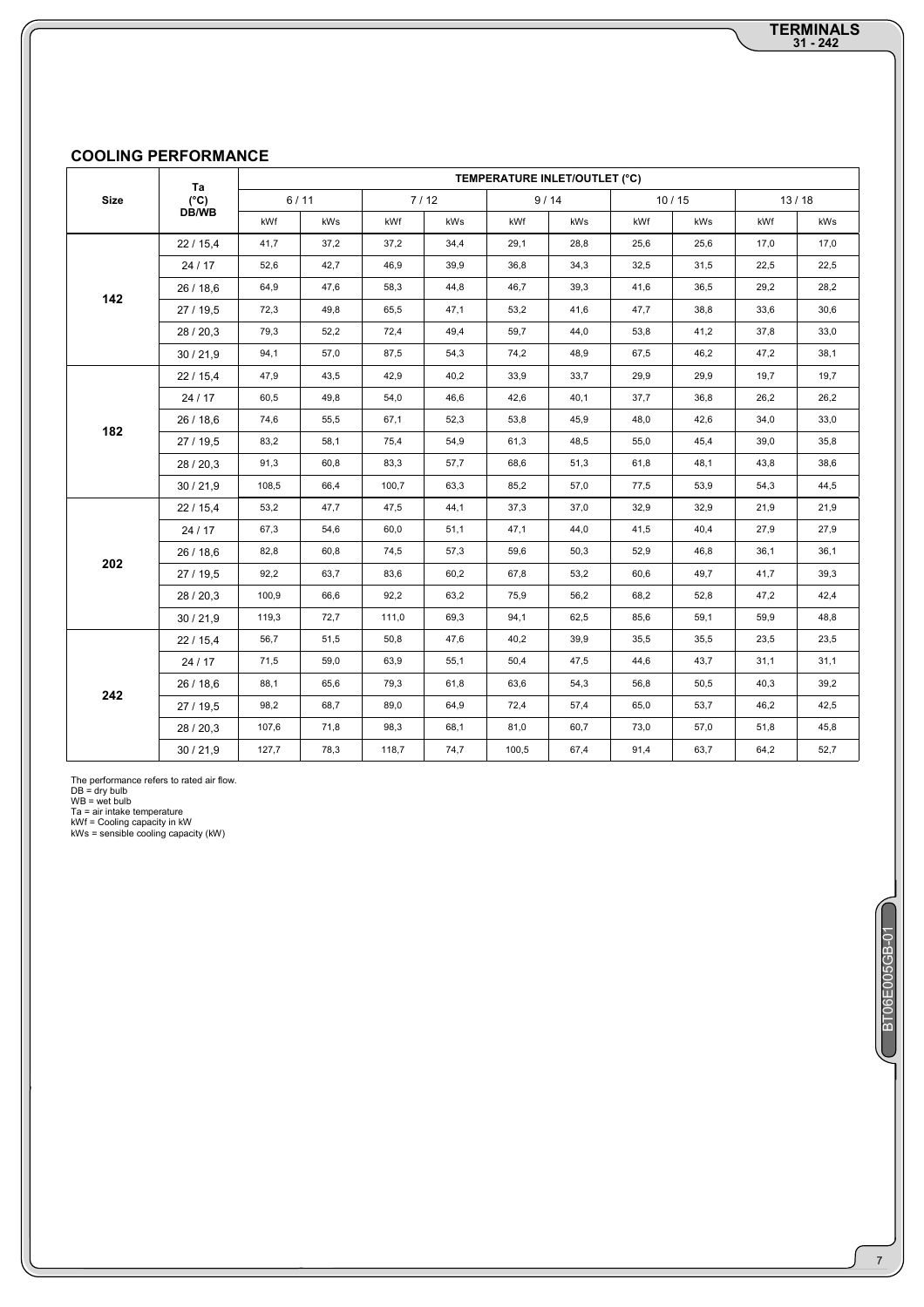## COOLING PERFORMANCE

| Size | Ta (°C) DB/WB | TEMPERATURE INLET/OUTLET (°C) | | | | | | | | | |
|---|---|---|---|---|---|---|---|---|---|---|---|
| | | 6 / 11 | | 7 / 12 | | 9 / 14 | | 10 / 15 | | 13 / 18 | |
| | | kWf | kWs | kWf | kWs | kWf | kWs | kWf | kWs | kWf | kWs |
| 142 | 22 / 15,4 | 41,7 | 37,2 | 37,2 | 34,4 | 29,1 | 28,8 | 25,6 | 25,6 | 17,0 | 17,0 |
| | 24 / 17 | 52,6 | 42,7 | 46,9 | 39,9 | 36,8 | 34,3 | 32,5 | 31,5 | 22,5 | 22,5 |
| | 26 / 18,6 | 64,9 | 47,6 | 58,3 | 44,8 | 46,7 | 39,3 | 41,6 | 36,5 | 29,2 | 28,2 |
| | 27 / 19,5 | 72,3 | 49,8 | 65,5 | 47,1 | 53,2 | 41,6 | 47,7 | 38,8 | 33,6 | 30,6 |
| | 28 / 20,3 | 79,3 | 52,2 | 72,4 | 49,4 | 59,7 | 44,0 | 53,8 | 41,2 | 37,8 | 33,0 |
| | 30 / 21,9 | 94,1 | 57,0 | 87,5 | 54,3 | 74,2 | 48,9 | 67,5 | 46,2 | 47,2 | 38,1 |
| 182 | 22 / 15,4 | 47,9 | 43,5 | 42,9 | 40,2 | 33,9 | 33,7 | 29,9 | 29,9 | 19,7 | 19,7 |
| | 24 / 17 | 60,5 | 49,8 | 54,0 | 46,6 | 42,6 | 40,1 | 37,7 | 36,8 | 26,2 | 26,2 |
| | 26 / 18,6 | 74,6 | 55,5 | 67,1 | 52,3 | 53,8 | 45,9 | 48,0 | 42,6 | 34,0 | 33,0 |
| | 27 / 19,5 | 83,2 | 58,1 | 75,4 | 54,9 | 61,3 | 48,5 | 55,0 | 45,4 | 39,0 | 35,8 |
| | 28 / 20,3 | 91,3 | 60,8 | 83,3 | 57,7 | 68,6 | 51,3 | 61,8 | 48,1 | 43,8 | 38,6 |
| | 30 / 21,9 | 108,5 | 66,4 | 100,7 | 63,3 | 85,2 | 57,0 | 77,5 | 53,9 | 54,3 | 44,5 |
| 202 | 22 / 15,4 | 53,2 | 47,7 | 47,5 | 44,1 | 37,3 | 37,0 | 32,9 | 32,9 | 21,9 | 21,9 |
| | 24 / 17 | 67,3 | 54,6 | 60,0 | 51,1 | 47,1 | 44,0 | 41,5 | 40,4 | 27,9 | 27,9 |
| | 26 / 18,6 | 82,8 | 60,8 | 74,5 | 57,3 | 59,6 | 50,3 | 52,9 | 46,8 | 36,1 | 36,1 |
| | 27 / 19,5 | 92,2 | 63,7 | 83,6 | 60,2 | 67,8 | 53,2 | 60,6 | 49,7 | 41,7 | 39,3 |
| | 28 / 20,3 | 100,9 | 66,6 | 92,2 | 63,2 | 75,9 | 56,2 | 68,2 | 52,8 | 47,2 | 42,4 |
| | 30 / 21,9 | 119,3 | 72,7 | 111,0 | 69,3 | 94,1 | 62,5 | 85,6 | 59,1 | 59,9 | 48,8 |
| 242 | 22 / 15,4 | 56,7 | 51,5 | 50,8 | 47,6 | 40,2 | 39,9 | 35,5 | 35,5 | 23,5 | 23,5 |
| | 24 / 17 | 71,5 | 59,0 | 63,9 | 55,1 | 50,4 | 47,5 | 44,6 | 43,7 | 31,1 | 31,1 |
| | 26 / 18,6 | 88,1 | 65,6 | 79,3 | 61,8 | 63,6 | 54,3 | 56,8 | 50,5 | 40,3 | 39,2 |
| | 27 / 19,5 | 98,2 | 68,7 | 89,0 | 64,9 | 72,4 | 57,4 | 65,0 | 53,7 | 46,2 | 42,5 |
| | 28 / 20,3 | 107,6 | 71,8 | 98,3 | 68,1 | 81,0 | 60,7 | 73,0 | 57,0 | 51,8 | 45,8 |
| | 30 / 21,9 | 127,7 | 78,3 | 118,7 | 74,7 | 100,5 | 67,4 | 91,4 | 63,7 | 64,2 | 52,7 |

The performance refers to rated air flow.
DB = dry bulb
WB = wet bulb
Ta = air intake temperature
kWf = Cooling capacity in kW
kWs = sensible cooling capacity (kW)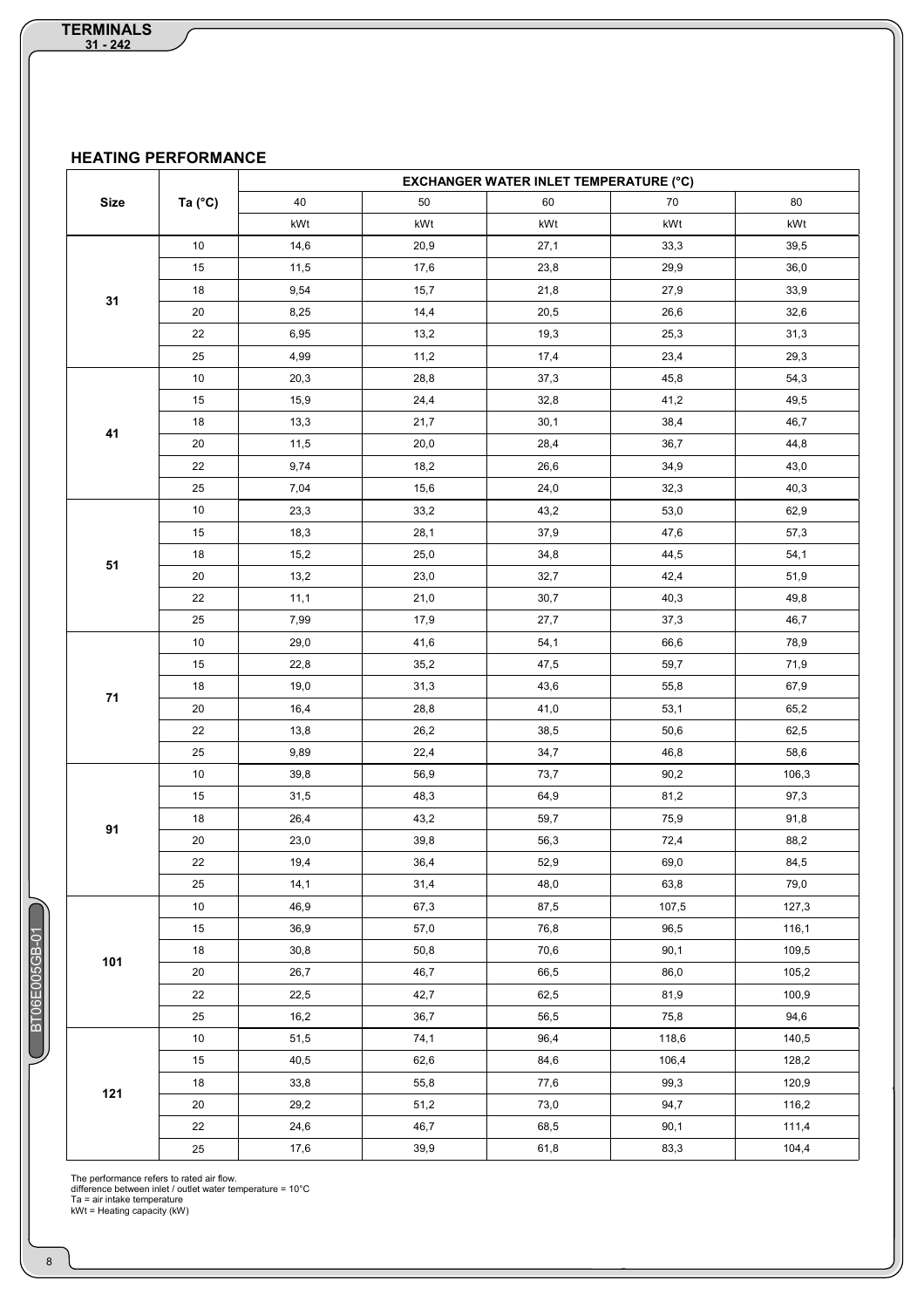## HEATING PERFORMANCE

| Size | Ta (°C) | EXCHANGER WATER INLET TEMPERATURE (°C) | | | | |
|---|---|---|---|---|---|---|
| | | 40 | 50 | 60 | 70 | 80 |
| | | kWt | kWt | kWt | kWt | kWt |
| 31 | 10 | 14,6 | 20,9 | 27,1 | 33,3 | 39,5 |
| | 15 | 11,5 | 17,6 | 23,8 | 29,9 | 36,0 |
| | 18 | 9,54 | 15,7 | 21,8 | 27,9 | 33,9 |
| | 20 | 8,25 | 14,4 | 20,5 | 26,6 | 32,6 |
| | 22 | 6,95 | 13,2 | 19,3 | 25,3 | 31,3 |
| | 25 | 4,99 | 11,2 | 17,4 | 23,4 | 29,3 |
| 41 | 10 | 20,3 | 28,8 | 37,3 | 45,8 | 54,3 |
| | 15 | 15,9 | 24,4 | 32,8 | 41,2 | 49,5 |
| | 18 | 13,3 | 21,7 | 30,1 | 38,4 | 46,7 |
| | 20 | 11,5 | 20,0 | 28,4 | 36,7 | 44,8 |
| | 22 | 9,74 | 18,2 | 26,6 | 34,9 | 43,0 |
| | 25 | 7,04 | 15,6 | 24,0 | 32,3 | 40,3 |
| 51 | 10 | 23,3 | 33,2 | 43,2 | 53,0 | 62,9 |
| | 15 | 18,3 | 28,1 | 37,9 | 47,6 | 57,3 |
| | 18 | 15,2 | 25,0 | 34,8 | 44,5 | 54,1 |
| | 20 | 13,2 | 23,0 | 32,7 | 42,4 | 51,9 |
| | 22 | 11,1 | 21,0 | 30,7 | 40,3 | 49,8 |
| | 25 | 7,99 | 17,9 | 27,7 | 37,3 | 46,7 |
| 71 | 10 | 29,0 | 41,6 | 54,1 | 66,6 | 78,9 |
| | 15 | 22,8 | 35,2 | 47,5 | 59,7 | 71,9 |
| | 18 | 19,0 | 31,3 | 43,6 | 55,8 | 67,9 |
| | 20 | 16,4 | 28,8 | 41,0 | 53,1 | 65,2 |
| | 22 | 13,8 | 26,2 | 38,5 | 50,6 | 62,5 |
| | 25 | 9,89 | 22,4 | 34,7 | 46,8 | 58,6 |
| 91 | 10 | 39,8 | 56,9 | 73,7 | 90,2 | 106,3 |
| | 15 | 31,5 | 48,3 | 64,9 | 81,2 | 97,3 |
| | 18 | 26,4 | 43,2 | 59,7 | 75,9 | 91,8 |
| | 20 | 23,0 | 39,8 | 56,3 | 72,4 | 88,2 |
| | 22 | 19,4 | 36,4 | 52,9 | 69,0 | 84,5 |
| | 25 | 14,1 | 31,4 | 48,0 | 63,8 | 79,0 |
| 101 | 10 | 46,9 | 67,3 | 87,5 | 107,5 | 127,3 |
| | 15 | 36,9 | 57,0 | 76,8 | 96,5 | 116,1 |
| | 18 | 30,8 | 50,8 | 70,6 | 90,1 | 109,5 |
| | 20 | 26,7 | 46,7 | 66,5 | 86,0 | 105,2 |
| | 22 | 22,5 | 42,7 | 62,5 | 81,9 | 100,9 |
| | 25 | 16,2 | 36,7 | 56,5 | 75,8 | 94,6 |
| 121 | 10 | 51,5 | 74,1 | 96,4 | 118,6 | 140,5 |
| | 15 | 40,5 | 62,6 | 84,6 | 106,4 | 128,2 |
| | 18 | 33,8 | 55,8 | 77,6 | 99,3 | 120,9 |
| | 20 | 29,2 | 51,2 | 73,0 | 94,7 | 116,2 |
| | 22 | 24,6 | 46,7 | 68,5 | 90,1 | 111,4 |
| | 25 | 17,6 | 39,9 | 61,8 | 83,3 | 104,4 |

The performance refers to rated air flow.
difference between inlet / outlet water temperature = 10°C
Ta = air intake temperature
kWt = Heating capacity (kW)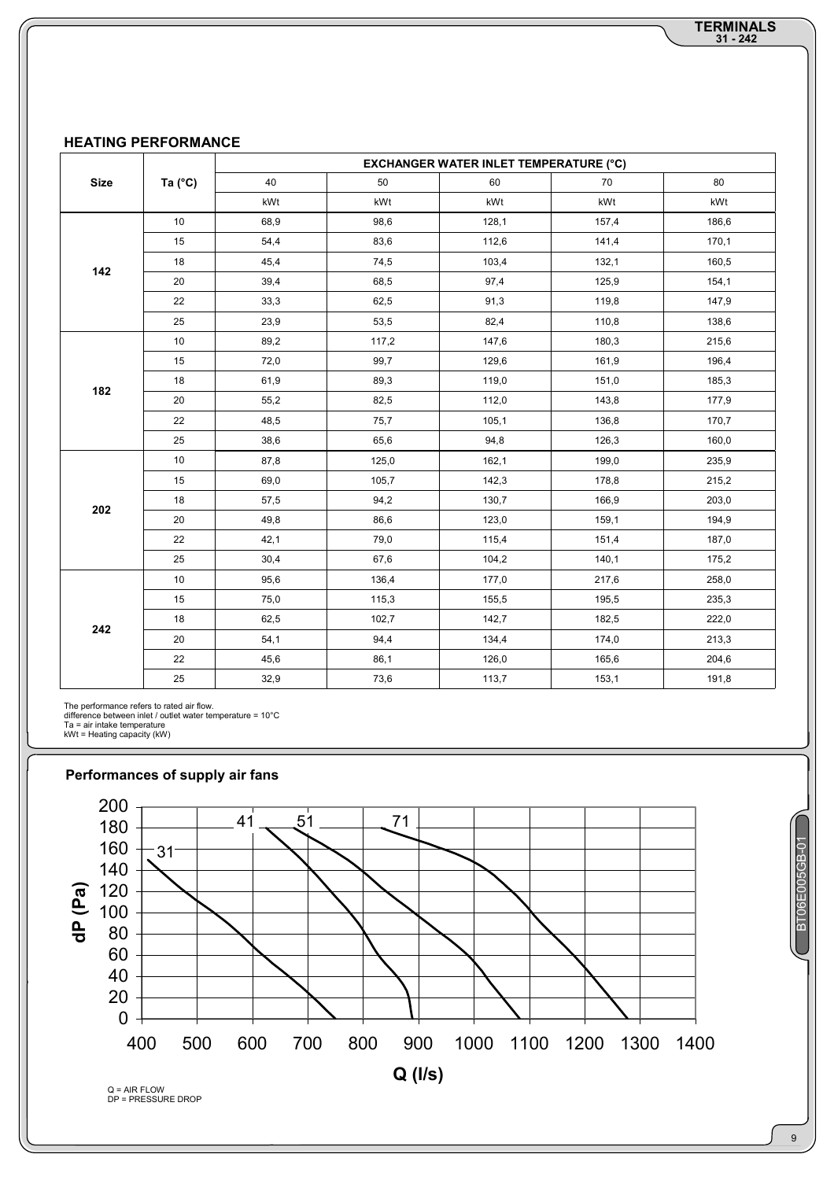## HEATING PERFORMANCE

| Size | Ta (°C) | EXCHANGER WATER INLET TEMPERATURE (°C) | | | | |
|---|---|---|---|---|---|---|
| | | 40 | 50 | 60 | 70 | 80 |
| | | kWt | kWt | kWt | kWt | kWt |
| 142 | 10 | 68,9 | 98,6 | 128,1 | 157,4 | 186,6 |
| | 15 | 54,4 | 83,6 | 112,6 | 141,4 | 170,1 |
| | 18 | 45,4 | 74,5 | 103,4 | 132,1 | 160,5 |
| | 20 | 39,4 | 68,5 | 97,4 | 125,9 | 154,1 |
| | 22 | 33,3 | 62,5 | 91,3 | 119,8 | 147,9 |
| | 25 | 23,9 | 53,5 | 82,4 | 110,8 | 138,6 |
| 182 | 10 | 89,2 | 117,2 | 147,6 | 180,3 | 215,6 |
| | 15 | 72,0 | 99,7 | 129,6 | 161,9 | 196,4 |
| | 18 | 61,9 | 89,3 | 119,0 | 151,0 | 185,3 |
| | 20 | 55,2 | 82,5 | 112,0 | 143,8 | 177,9 |
| | 22 | 48,5 | 75,7 | 105,1 | 136,8 | 170,7 |
| | 25 | 38,6 | 65,6 | 94,8 | 126,3 | 160,0 |
| 202 | 10 | 87,8 | 125,0 | 162,1 | 199,0 | 235,9 |
| | 15 | 69,0 | 105,7 | 142,3 | 178,8 | 215,2 |
| | 18 | 57,5 | 94,2 | 130,7 | 166,9 | 203,0 |
| | 20 | 49,8 | 86,6 | 123,0 | 159,1 | 194,9 |
| | 22 | 42,1 | 79,0 | 115,4 | 151,4 | 187,0 |
| | 25 | 30,4 | 67,6 | 104,2 | 140,1 | 175,2 |
| 242 | 10 | 95,6 | 136,4 | 177,0 | 217,6 | 258,0 |
| | 15 | 75,0 | 115,3 | 155,5 | 195,5 | 235,3 |
| | 18 | 62,5 | 102,7 | 142,7 | 182,5 | 222,0 |
| | 20 | 54,1 | 94,4 | 134,4 | 174,0 | 213,3 |
| | 22 | 45,6 | 86,1 | 126,0 | 165,6 | 204,6 |
| | 25 | 32,9 | 73,6 | 113,7 | 153,1 | 191,8 |

The performance refers to rated air flow.
difference between inlet / outlet water temperature = 10°C
Ta = air intake temperature
kWt = Heating capacity (kW)

## Performances of supply air fans

Q = AIR FLOW
DP = PRESSURE DROP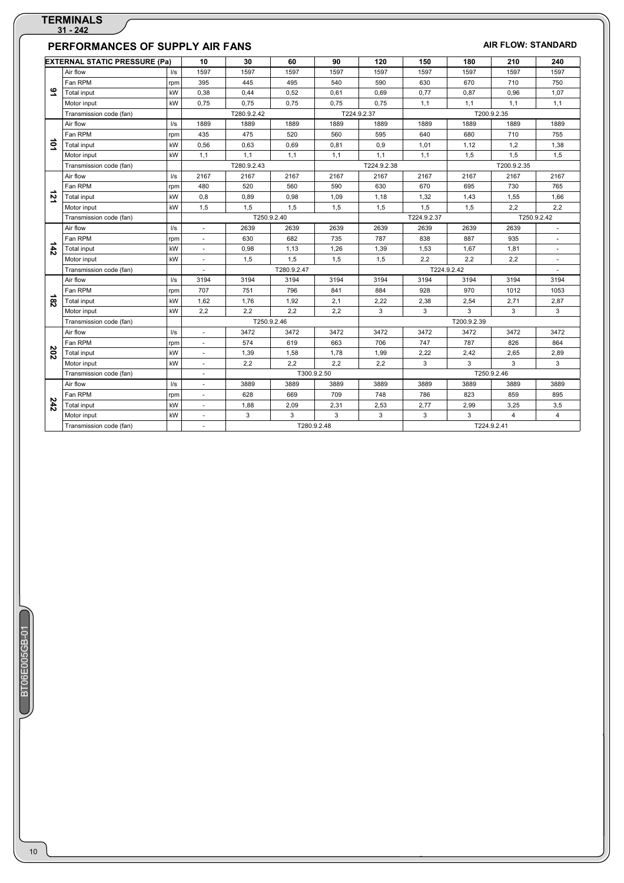## PERFORMANCES OF SUPPLY AIR FANS

**AIR FLOW: STANDARD**

| EXTERNAL STATIC PRESSURE (Pa) | | | 10 | 30 | 60 | 90 | 120 | 150 | 180 | 210 | 240 |
|---|---|---|---|---|---|---|---|---|---|---|---|
| 91 | Air flow | l/s | 1597 | 1597 | 1597 | 1597 | 1597 | 1597 | 1597 | 1597 | 1597 |
| | Fan RPM | rpm | 395 | 445 | 495 | 540 | 590 | 630 | 670 | 710 | 750 |
| | Total input | kW | 0,38 | 0,44 | 0,52 | 0,61 | 0,69 | 0,77 | 0,87 | 0,96 | 1,07 |
| | Motor input | kW | 0,75 | 0,75 | 0,75 | 0,75 | 0,75 | 1,1 | 1,1 | 1,1 | 1,1 |
| | Transmission code (fan) | | T280.9.2.42 | | | T224.9.2.37 | | T200.9.2.35 | | | |
| 101 | Air flow | l/s | 1889 | 1889 | 1889 | 1889 | 1889 | 1889 | 1889 | 1889 | 1889 |
| | Fan RPM | rpm | 435 | 475 | 520 | 560 | 595 | 640 | 680 | 710 | 755 |
| | Total input | kW | 0,56 | 0,63 | 0,69 | 0,81 | 0,9 | 1,01 | 1,12 | 1,2 | 1,38 |
| | Motor input | kW | 1,1 | 1,1 | 1,1 | 1,1 | 1,1 | 1,1 | 1,5 | 1,5 | 1,5 |
| | Transmission code (fan) | | T280.9.2.43 | | | T224.9.2.38 | | | T200.9.2.35 | | |
| 121 | Air flow | l/s | 2167 | 2167 | 2167 | 2167 | 2167 | 2167 | 2167 | 2167 | 2167 |
| | Fan RPM | rpm | 480 | 520 | 560 | 590 | 630 | 670 | 695 | 730 | 765 |
| | Total input | kW | 0,8 | 0,89 | 0,98 | 1,09 | 1,18 | 1,32 | 1,43 | 1,55 | 1,66 |
| | Motor input | kW | 1,5 | 1,5 | 1,5 | 1,5 | 1,5 | 1,5 | 1,5 | 2,2 | 2,2 |
| | Transmission code (fan) | | T250.9.2.40 | | | | T224.9.2.37 | | | T250.9.2.42 | |
| 142 | Air flow | l/s | - | 2639 | 2639 | 2639 | 2639 | 2639 | 2639 | 2639 | - |
| | Fan RPM | rpm | - | 630 | 682 | 735 | 787 | 838 | 887 | 935 | - |
| | Total input | kW | - | 0,98 | 1,13 | 1,26 | 1,39 | 1,53 | 1,67 | 1,81 | - |
| | Motor input | kW | - | 1,5 | 1,5 | 1,5 | 1,5 | 2,2 | 2,2 | 2,2 | - |
| | Transmission code (fan) | | - | T280.9.2.47 | | | T224.9.2.42 | | | | - |
| 182 | Air flow | l/s | 3194 | 3194 | 3194 | 3194 | 3194 | 3194 | 3194 | 3194 | 3194 |
| | Fan RPM | rpm | 707 | 751 | 796 | 841 | 884 | 928 | 970 | 1012 | 1053 |
| | Total input | kW | 1,62 | 1,76 | 1,92 | 2,1 | 2,22 | 2,38 | 2,54 | 2,71 | 2,87 |
| | Motor input | kW | 2,2 | 2,2 | 2,2 | 2,2 | 3 | 3 | 3 | 3 | 3 |
| | Transmission code (fan) | | T250.9.2.46 | | | | T200.9.2.39 | | | | |
| 202 | Air flow | l/s | - | 3472 | 3472 | 3472 | 3472 | 3472 | 3472 | 3472 | 3472 |
| | Fan RPM | rpm | - | 574 | 619 | 663 | 706 | 747 | 787 | 826 | 864 |
| | Total input | kW | - | 1,39 | 1,58 | 1,78 | 1,99 | 2,22 | 2,42 | 2,65 | 2,89 |
| | Motor input | kW | - | 2,2 | 2,2 | 2,2 | 2,2 | 3 | 3 | 3 | 3 |
| | Transmission code (fan) | | - | T300.9.2.50 | | | | T250.9.2.46 | | | |
| 242 | Air flow | l/s | - | 3889 | 3889 | 3889 | 3889 | 3889 | 3889 | 3889 | 3889 |
| | Fan RPM | rpm | - | 628 | 669 | 709 | 748 | 786 | 823 | 859 | 895 |
| | Total input | kW | - | 1,88 | 2,09 | 2,31 | 2,53 | 2,77 | 2,99 | 3,25 | 3,5 |
| | Motor input | kW | - | 3 | 3 | 3 | 3 | 3 | 3 | 4 | 4 |
| | Transmission code (fan) | | - | T280.9.2.48 | | | | T224.9.2.41 | | | |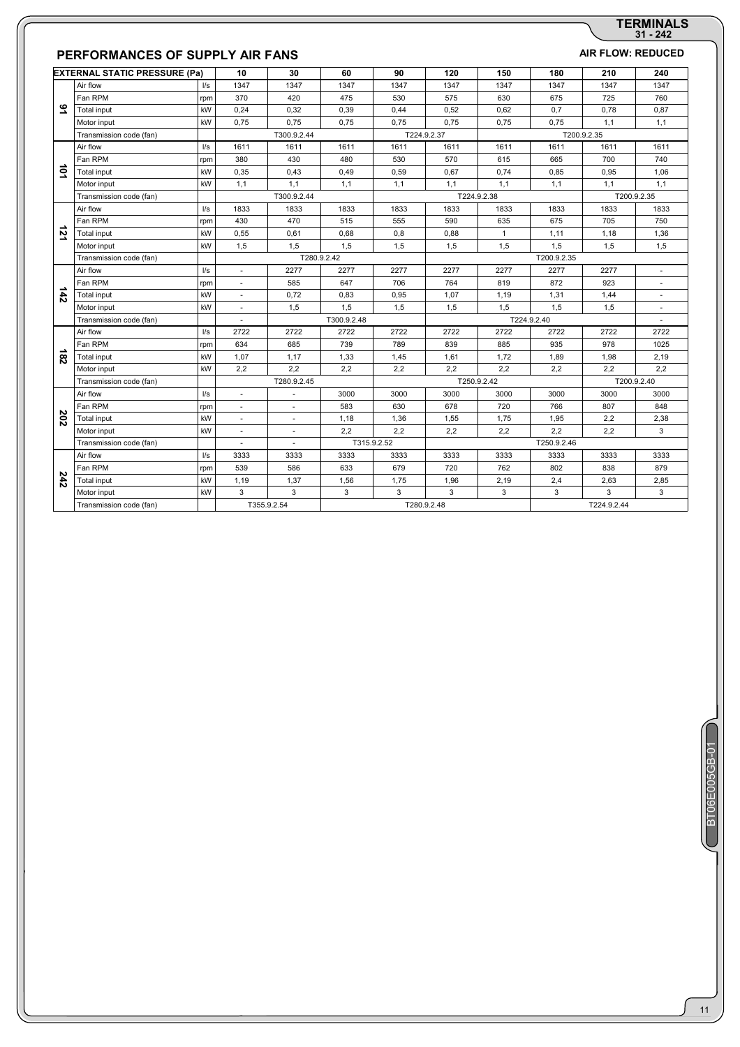## PERFORMANCES OF SUPPLY AIR FANS

**AIR FLOW: REDUCED**

| EXTERNAL STATIC PRESSURE (Pa) | | | 10 | 30 | 60 | 90 | 120 | 150 | 180 | 210 | 240 |
|---|---|---|---|---|---|---|---|---|---|---|---|
| 91 | Air flow | l/s | 1347 | 1347 | 1347 | 1347 | 1347 | 1347 | 1347 | 1347 | 1347 |
| | Fan RPM | rpm | 370 | 420 | 475 | 530 | 575 | 630 | 675 | 725 | 760 |
| | Total input | kW | 0,24 | 0,32 | 0,39 | 0,44 | 0,52 | 0,62 | 0,7 | 0,78 | 0,87 |
| | Motor input | kW | 0,75 | 0,75 | 0,75 | 0,75 | 0,75 | 0,75 | 0,75 | 1,1 | 1,1 |
| | Transmission code (fan) | | T300.9.2.44 | | | T224.9.2.37 | | T200.9.2.35 | | | |
| 101 | Air flow | l/s | 1611 | 1611 | 1611 | 1611 | 1611 | 1611 | 1611 | 1611 | 1611 |
| | Fan RPM | rpm | 380 | 430 | 480 | 530 | 570 | 615 | 665 | 700 | 740 |
| | Total input | kW | 0,35 | 0,43 | 0,49 | 0,59 | 0,67 | 0,74 | 0,85 | 0,95 | 1,06 |
| | Motor input | kW | 1,1 | 1,1 | 1,1 | 1,1 | 1,1 | 1,1 | 1,1 | 1,1 | 1,1 |
| | Transmission code (fan) | | T300.9.2.44 | | | T224.9.2.38 | | | | T200.9.2.35 | |
| 121 | Air flow | l/s | 1833 | 1833 | 1833 | 1833 | 1833 | 1833 | 1833 | 1833 | 1833 |
| | Fan RPM | rpm | 430 | 470 | 515 | 555 | 590 | 635 | 675 | 705 | 750 |
| | Total input | kW | 0,55 | 0,61 | 0,68 | 0,8 | 0,88 | 1 | 1,11 | 1,18 | 1,36 |
| | Motor input | kW | 1,5 | 1,5 | 1,5 | 1,5 | 1,5 | 1,5 | 1,5 | 1,5 | 1,5 |
| | Transmission code (fan) | | T280.9.2.42 | | | | T200.9.2.35 | | | | |
| 142 | Air flow | l/s | - | 2277 | 2277 | 2277 | 2277 | 2277 | 2277 | 2277 | - |
| | Fan RPM | rpm | - | 585 | 647 | 706 | 764 | 819 | 872 | 923 | - |
| | Total input | kW | - | 0,72 | 0,83 | 0,95 | 1,07 | 1,19 | 1,31 | 1,44 | - |
| | Motor input | kW | - | 1,5 | 1,5 | 1,5 | 1,5 | 1,5 | 1,5 | 1,5 | - |
| | Transmission code (fan) | | - | T300.9.2.48 | | | T224.9.2.40 | | | | - |
| 182 | Air flow | l/s | 2722 | 2722 | 2722 | 2722 | 2722 | 2722 | 2722 | 2722 | 2722 |
| | Fan RPM | rpm | 634 | 685 | 739 | 789 | 839 | 885 | 935 | 978 | 1025 |
| | Total input | kW | 1,07 | 1,17 | 1,33 | 1,45 | 1,61 | 1,72 | 1,89 | 1,98 | 2,19 |
| | Motor input | kW | 2,2 | 2,2 | 2,2 | 2,2 | 2,2 | 2,2 | 2,2 | 2,2 | 2,2 |
| | Transmission code (fan) | | T280.9.2.45 | | | T250.9.2.42 | | | | T200.9.2.40 | |
| 202 | Air flow | l/s | - | - | 3000 | 3000 | 3000 | 3000 | 3000 | 3000 | 3000 |
| | Fan RPM | rpm | - | - | 583 | 630 | 678 | 720 | 766 | 807 | 848 |
| | Total input | kW | - | - | 1,18 | 1,36 | 1,55 | 1,75 | 1,95 | 2,2 | 2,38 |
| | Motor input | kW | - | - | 2,2 | 2,2 | 2,2 | 2,2 | 2,2 | 2,2 | 3 |
| | Transmission code (fan) | | - | - | T315.9.2.52 | | T250.9.2.46 | | | | |
| 242 | Air flow | l/s | 3333 | 3333 | 3333 | 3333 | 3333 | 3333 | 3333 | 3333 | 3333 |
| | Fan RPM | rpm | 539 | 586 | 633 | 679 | 720 | 762 | 802 | 838 | 879 |
| | Total input | kW | 1,19 | 1,37 | 1,56 | 1,75 | 1,96 | 2,19 | 2,4 | 2,63 | 2,85 |
| | Motor input | kW | 3 | 3 | 3 | 3 | 3 | 3 | 3 | 3 | 3 |
| | Transmission code (fan) | | T355.9.2.54 | | T280.9.2.48 | | | | T224.9.2.44 | | |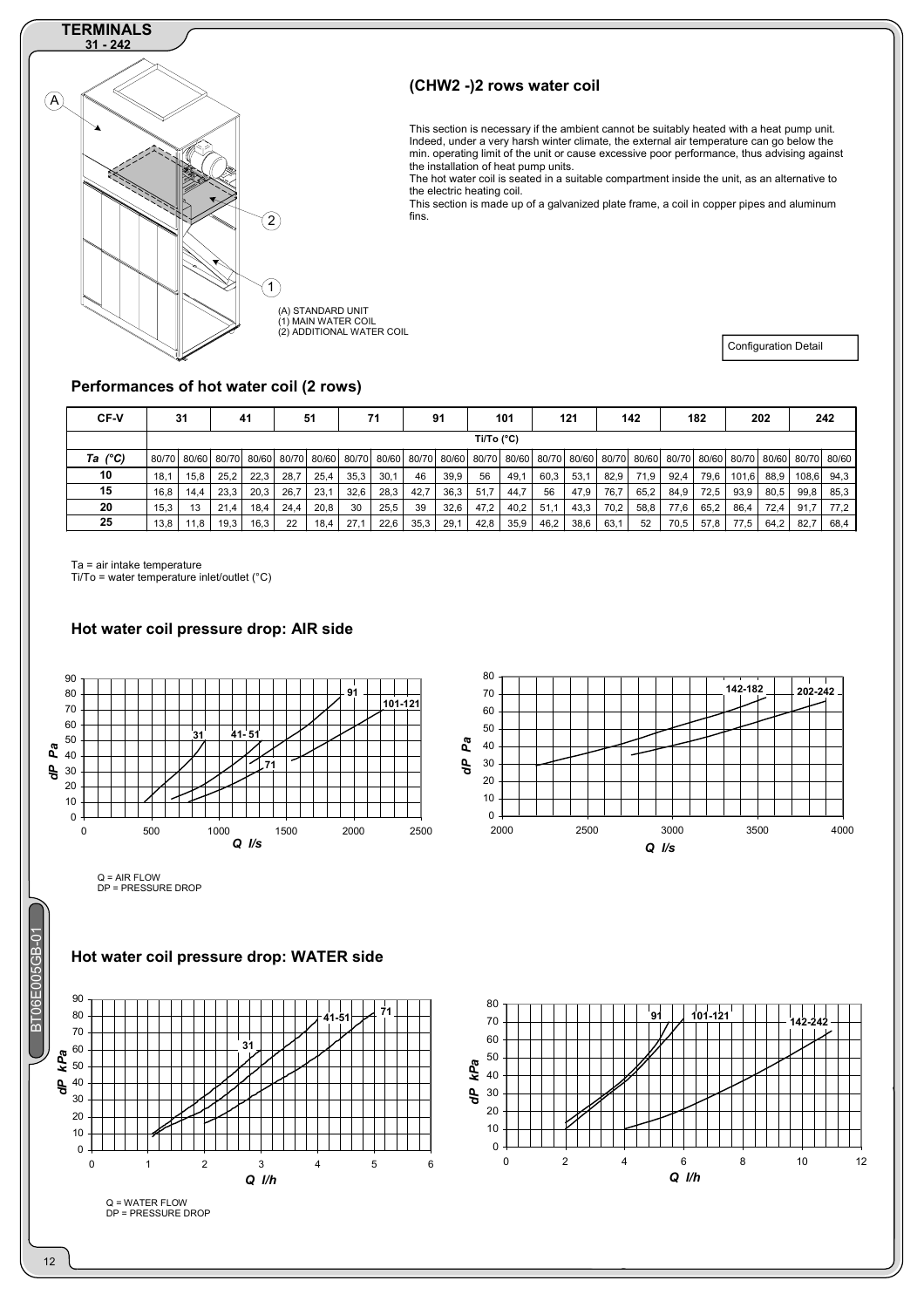## TERMINALS
31 - 242

(A) STANDARD UNIT
(1) MAIN WATER COIL
(2) ADDITIONAL WATER COIL

### (CHW2 -)2 rows water coil

This section is necessary if the ambient cannot be suitably heated with a heat pump unit. Indeed, under a very harsh winter climate, the external air temperature can go below the min. operating limit of the unit or cause excessive poor performance, thus advising against the installation of heat pump units.
The hot water coil is seated in a suitable compartment inside the unit, as an alternative to the electric heating coil.
This section is made up of a galvanized plate frame, a coil in copper pipes and aluminum fins.

Configuration Detail

### Performances of hot water coil (2 rows)

| CF-V | 31 | | 41 | | 51 | | 71 | | 91 | | 101 | | 121 | | 142 | | 182 | | 202 | | 242 | |
|---|---|---|---|---|---|---|---|---|---|---|---|---|---|---|---|---|---|---|---|---|---|---|
| | Ti/To (°C) | | | | | | | | | | | | | | | | | | | | | |
| *Ta (°C)* | 80/70 | 80/60 | 80/70 | 80/60 | 80/70 | 80/60 | 80/70 | 80/60 | 80/70 | 80/60 | 80/70 | 80/60 | 80/70 | 80/60 | 80/70 | 80/60 | 80/70 | 80/60 | 80/70 | 80/60 | 80/70 | 80/60 |
| **10** | 18,1 | 15,8 | 25,2 | 22,3 | 28,7 | 25,4 | 35,3 | 30,1 | 46 | 39,9 | 56 | 49,1 | 60,3 | 53,1 | 82,9 | 71,9 | 92,4 | 79,6 | 101,6 | 88,9 | 108,6 | 94,3 |
| **15** | 16,8 | 14,4 | 23,3 | 20,3 | 26,7 | 23,1 | 32,6 | 28,3 | 42,7 | 36,3 | 51,7 | 44,7 | 56 | 47,9 | 76,7 | 65,2 | 84,9 | 72,5 | 93,9 | 80,5 | 99,8 | 85,3 |
| **20** | 15,3 | 13 | 21,4 | 18,4 | 24,4 | 20,8 | 30 | 25,5 | 39 | 32,6 | 47,2 | 40,2 | 51,1 | 43,3 | 70,2 | 58,8 | 77,6 | 65,2 | 86,4 | 72,4 | 91,7 | 77,2 |
| **25** | 13,8 | 11,8 | 19,3 | 16,3 | 22 | 18,4 | 27,1 | 22,6 | 35,3 | 29,1 | 42,8 | 35,9 | 46,2 | 38,6 | 63,1 | 52 | 70,5 | 57,8 | 77,5 | 64,2 | 82,7 | 68,4 |

Ta = air intake temperature
Ti/To = water temperature inlet/outlet (°C)

### Hot water coil pressure drop: AIR side

Q = AIR FLOW
DP = PRESSURE DROP

### Hot water coil pressure drop: WATER side

Q = WATER FLOW
DP = PRESSURE DROP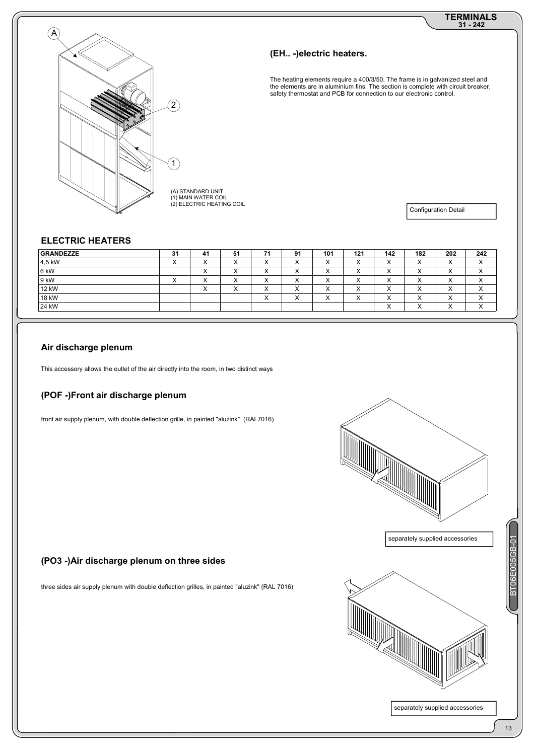(A) STANDARD UNIT
(1) MAIN WATER COIL
(2) ELECTRIC HEATING COIL

## (EH.. -)electric heaters.

The heating elements require a 400/3/50. The frame is in galvanized steel and the elements are in aluminium fins. The section is complete with circuit breaker, safety thermostat and PCB for connection to our electronic control.

Configuration Detail

## ELECTRIC HEATERS

| GRANDEZZE | 31 | 41 | 51 | 71 | 91 | 101 | 121 | 142 | 182 | 202 | 242 |
|---|---|---|---|---|---|---|---|---|---|---|---|
| 4,5 kW | X | X | X | X | X | X | X | X | X | X | X |
| 6 kW | | X | X | X | X | X | X | X | X | X | X |
| 9 kW | X | X | X | X | X | X | X | X | X | X | X |
| 12 kW | | X | X | X | X | X | X | X | X | X | X |
| 18 kW | | | | X | X | X | X | X | X | X | X |
| 24 kW | | | | | | | | X | X | X | X |

## Air discharge plenum

This accessory allows the outlet of the air directly into the room, in two distinct ways

## (POF -)Front air discharge plenum

front air supply plenum, with double deflection grille, in painted "aluzink" (RAL7016)

separately supplied accessories

## (PO3 -)Air discharge plenum on three sides

three sides air supply plenum with double deflection grilles, in painted "aluzink" (RAL 7016)

separately supplied accessories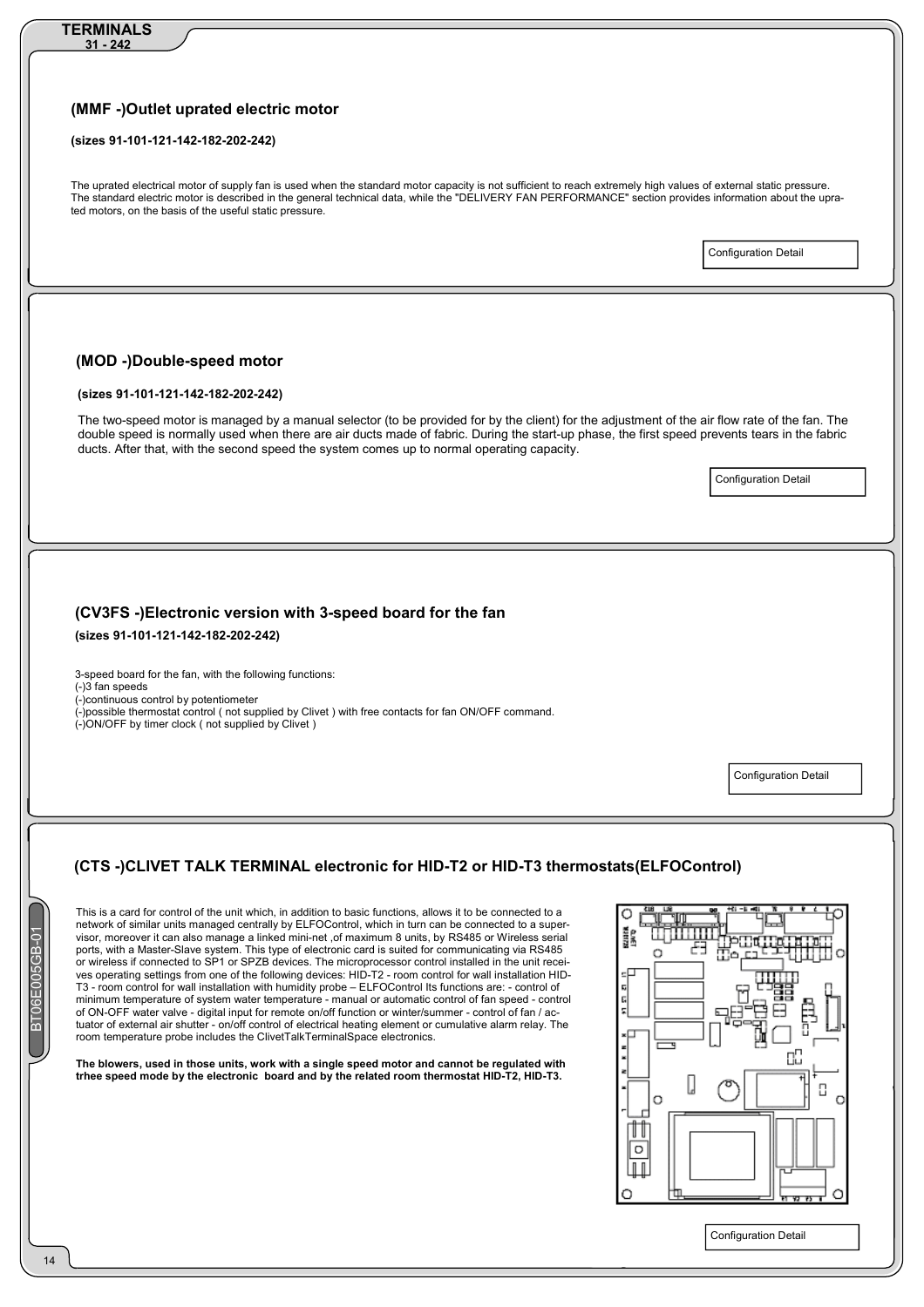# TERMINALS
31 - 242

## (MMF -)Outlet uprated electric motor

**(sizes 91-101-121-142-182-202-242)**

The uprated electrical motor of supply fan is used when the standard motor capacity is not sufficient to reach extremely high values of external static pressure. The standard electric motor is described in the general technical data, while the "DELIVERY FAN PERFORMANCE" section provides information about the uprated motors, on the basis of the useful static pressure.

Configuration Detail

## (MOD -)Double-speed motor

**(sizes 91-101-121-142-182-202-242)**

The two-speed motor is managed by a manual selector (to be provided for by the client) for the adjustment of the air flow rate of the fan. The double speed is normally used when there are air ducts made of fabric. During the start-up phase, the first speed prevents tears in the fabric ducts. After that, with the second speed the system comes up to normal operating capacity.

Configuration Detail

## (CV3FS -)Electronic version with 3-speed board for the fan

**(sizes 91-101-121-142-182-202-242)**

3-speed board for the fan, with the following functions:
(-)3 fan speeds
(-)continuous control by potentiometer
(-)possible thermostat control ( not supplied by Clivet ) with free contacts for fan ON/OFF command.
(-)ON/OFF by timer clock ( not supplied by Clivet )

Configuration Detail

## (CTS -)CLIVET TALK TERMINAL electronic for HID-T2 or HID-T3 thermostats(ELFOControl)

This is a card for control of the unit which, in addition to basic functions, allows it to be connected to a network of similar units managed centrally by ELFOControl, which in turn can be connected to a supervisor, moreover it can also manage a linked mini-net ,of maximum 8 units, by RS485 or Wireless serial ports, with a Master-Slave system. This type of electronic card is suited for communicating via RS485 or wireless if connected to SP1 or SPZB devices. The microprocessor control installed in the unit receives operating settings from one of the following devices: HID-T2 - room control for wall installation HID-T3 - room control for wall installation with humidity probe – ELFOControl Its functions are: - control of minimum temperature of system water temperature - manual or automatic control of fan speed - control of ON-OFF water valve - digital input for remote on/off function or winter/summer - control of fan / actuator of external air shutter - on/off control of electrical heating element or cumulative alarm relay. The room temperature probe includes the ClivetTalkTerminalSpace electronics.

**The blowers, used in those units, work with a single speed motor and cannot be regulated with trhee speed mode by the electronic board and by the related room thermostat HID-T2, HID-T3.**

Configuration Detail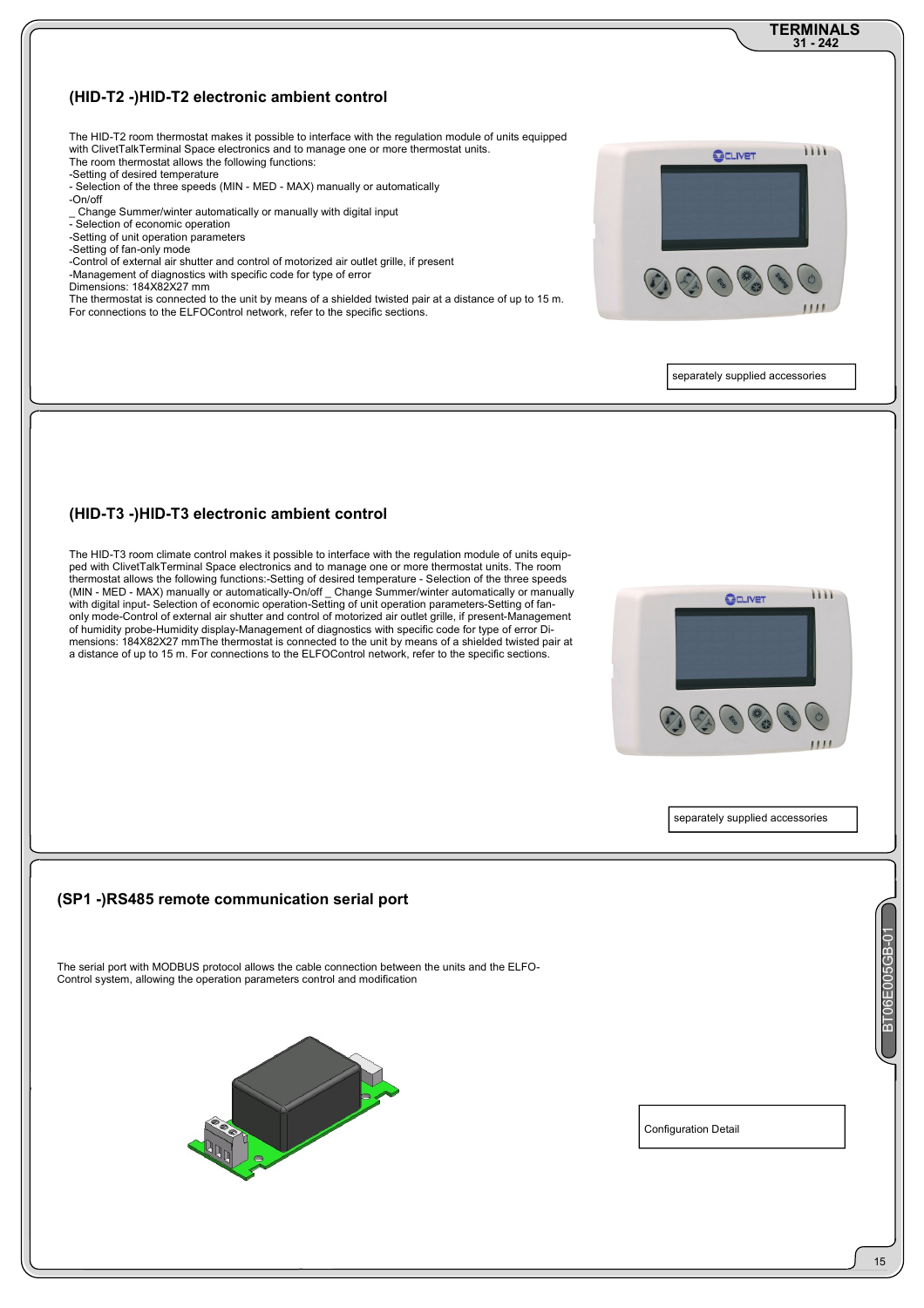## (HID-T2 -)HID-T2 electronic ambient control

The HID-T2 room thermostat makes it possible to interface with the regulation module of units equipped with ClivetTalkTerminal Space electronics and to manage one or more thermostat units.
The room thermostat allows the following functions:
-Setting of desired temperature
- Selection of the three speeds (MIN - MED - MAX) manually or automatically
-On/off
_ Change Summer/winter automatically or manually with digital input
- Selection of economic operation
-Setting of unit operation parameters
-Setting of fan-only mode
-Control of external air shutter and control of motorized air outlet grille, if present
-Management of diagnostics with specific code for type of error
Dimensions: 184X82X27 mm
The thermostat is connected to the unit by means of a shielded twisted pair at a distance of up to 15 m.
For connections to the ELFOControl network, refer to the specific sections.

separately supplied accessories

## (HID-T3 -)HID-T3 electronic ambient control

The HID-T3 room climate control makes it possible to interface with the regulation module of units equipped with ClivetTalkTerminal Space electronics and to manage one or more thermostat units. The room thermostat allows the following functions:-Setting of desired temperature - Selection of the three speeds (MIN - MED - MAX) manually or automatically-On/off _ Change Summer/winter automatically or manually with digital input- Selection of economic operation-Setting of unit operation parameters-Setting of fan-only mode-Control of external air shutter and control of motorized air outlet grille, if present-Management of humidity probe-Humidity display-Management of diagnostics with specific code for type of error Dimensions: 184X82X27 mmThe thermostat is connected to the unit by means of a shielded twisted pair at a distance of up to 15 m. For connections to the ELFOControl network, refer to the specific sections.

separately supplied accessories

## (SP1 -)RS485 remote communication serial port

The serial port with MODBUS protocol allows the cable connection between the units and the ELFO-Control system, allowing the operation parameters control and modification

Configuration Detail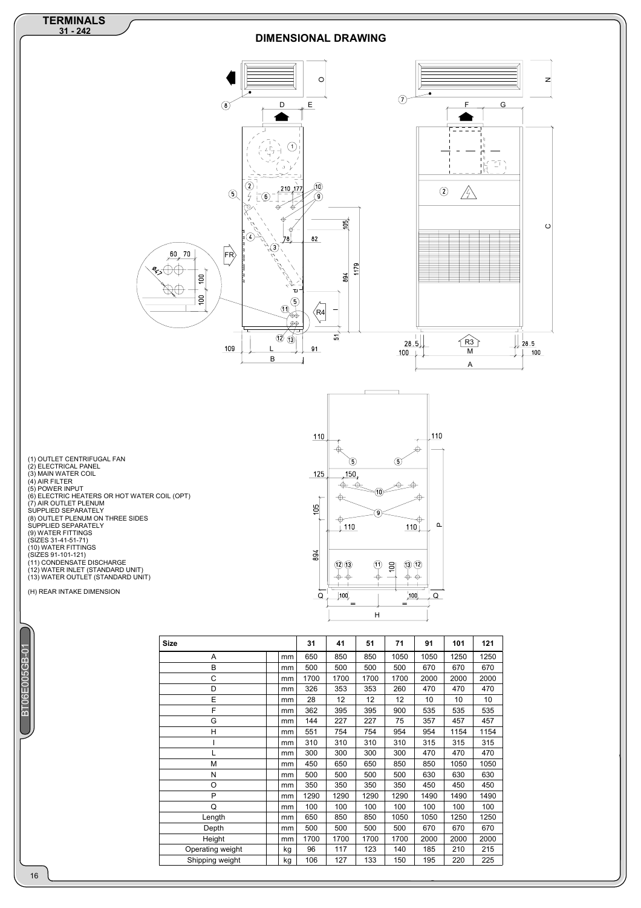# DIMENSIONAL DRAWING

(1) OUTLET CENTRIFUGAL FAN
(2) ELECTRICAL PANEL
(3) MAIN WATER COIL
(4) AIR FILTER
(5) POWER INPUT
(6) ELECTRIC HEATERS OR HOT WATER COIL (OPT)
(7) AIR OUTLET PLENUM SUPPLIED SEPARATELY
(8) OUTLET PLENUM ON THREE SIDES SUPPLIED SEPARATELY
(9) WATER FITTINGS (SIZES 31-41-51-71)
(10) WATER FITTINGS (SIZES 91-101-121)
(11) CONDENSATE DISCHARGE
(12) WATER INLET (STANDARD UNIT)
(13) WATER OUTLET (STANDARD UNIT)

(H) REAR INTAKE DIMENSION

| Size | | 31 | 41 | 51 | 71 | 91 | 101 | 121 |
|---|---|---|---|---|---|---|---|---|
| A | mm | 650 | 850 | 850 | 1050 | 1050 | 1250 | 1250 |
| B | mm | 500 | 500 | 500 | 500 | 670 | 670 | 670 |
| C | mm | 1700 | 1700 | 1700 | 1700 | 2000 | 2000 | 2000 |
| D | mm | 326 | 353 | 353 | 260 | 470 | 470 | 470 |
| E | mm | 28 | 12 | 12 | 12 | 10 | 10 | 10 |
| F | mm | 362 | 395 | 395 | 900 | 535 | 535 | 535 |
| G | mm | 144 | 227 | 227 | 75 | 357 | 457 | 457 |
| H | mm | 551 | 754 | 754 | 954 | 954 | 1154 | 1154 |
| I | mm | 310 | 310 | 310 | 310 | 315 | 315 | 315 |
| L | mm | 300 | 300 | 300 | 300 | 470 | 470 | 470 |
| M | mm | 450 | 650 | 650 | 850 | 850 | 1050 | 1050 |
| N | mm | 500 | 500 | 500 | 500 | 630 | 630 | 630 |
| O | mm | 350 | 350 | 350 | 350 | 450 | 450 | 450 |
| P | mm | 1290 | 1290 | 1290 | 1290 | 1490 | 1490 | 1490 |
| Q | mm | 100 | 100 | 100 | 100 | 100 | 100 | 100 |
| Length | mm | 650 | 850 | 850 | 1050 | 1050 | 1250 | 1250 |
| Depth | mm | 500 | 500 | 500 | 500 | 670 | 670 | 670 |
| Height | mm | 1700 | 1700 | 1700 | 1700 | 2000 | 2000 | 2000 |
| Operating weight | kg | 96 | 117 | 123 | 140 | 185 | 210 | 215 |
| Shipping weight | kg | 106 | 127 | 133 | 150 | 195 | 220 | 225 |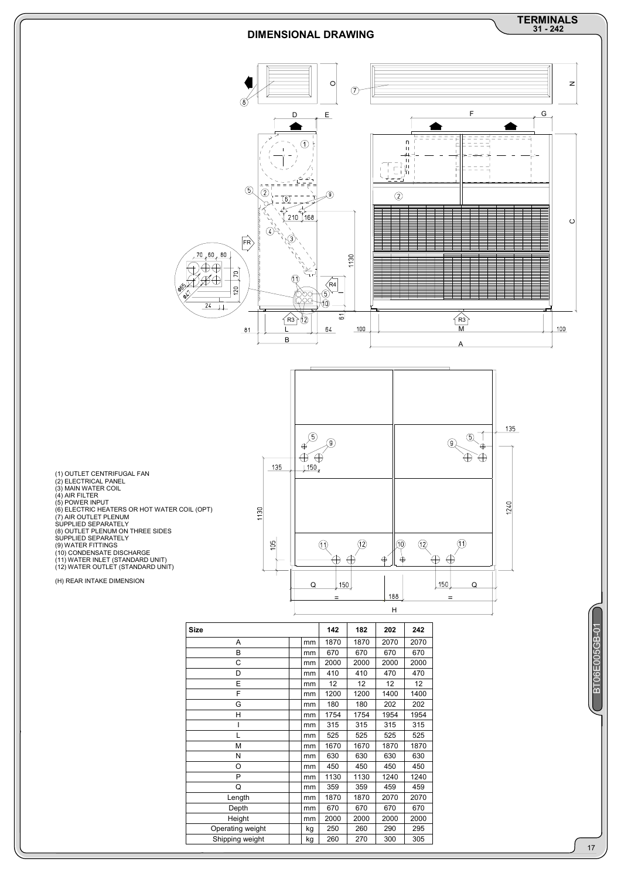## DIMENSIONAL DRAWING

(1) OUTLET CENTRIFUGAL FAN
(2) ELECTRICAL PANEL
(3) MAIN WATER COIL
(4) AIR FILTER
(5) POWER INPUT
(6) ELECTRIC HEATERS OR HOT WATER COIL (OPT)
(7) AIR OUTLET PLENUM
SUPPLIED SEPARATELY
(8) OUTLET PLENUM ON THREE SIDES
SUPPLIED SEPARATELY
(9) WATER FITTINGS
(10) CONDENSATE DISCHARGE
(11) WATER INLET (STANDARD UNIT)
(12) WATER OUTLET (STANDARD UNIT)

(H) REAR INTAKE DIMENSION

| Size | | 142 | 182 | 202 | 242 |
|---|---|---|---|---|---|
| A | mm | 1870 | 1870 | 2070 | 2070 |
| B | mm | 670 | 670 | 670 | 670 |
| C | mm | 2000 | 2000 | 2000 | 2000 |
| D | mm | 410 | 410 | 470 | 470 |
| E | mm | 12 | 12 | 12 | 12 |
| F | mm | 1200 | 1200 | 1400 | 1400 |
| G | mm | 180 | 180 | 202 | 202 |
| H | mm | 1754 | 1754 | 1954 | 1954 |
| I | mm | 315 | 315 | 315 | 315 |
| L | mm | 525 | 525 | 525 | 525 |
| M | mm | 1670 | 1670 | 1870 | 1870 |
| N | mm | 630 | 630 | 630 | 630 |
| O | mm | 450 | 450 | 450 | 450 |
| P | mm | 1130 | 1130 | 1240 | 1240 |
| Q | mm | 359 | 359 | 459 | 459 |
| Length | mm | 1870 | 1870 | 2070 | 2070 |
| Depth | mm | 670 | 670 | 670 | 670 |
| Height | mm | 2000 | 2000 | 2000 | 2000 |
| Operating weight | kg | 250 | 260 | 290 | 295 |
| Shipping weight | kg | 260 | 270 | 300 | 305 |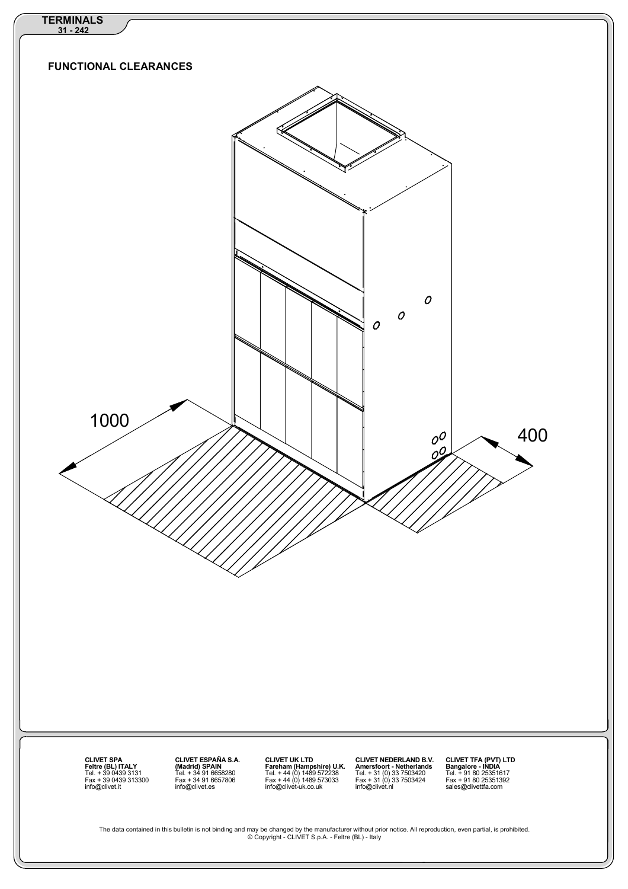## FUNCTIONAL CLEARANCES

1000

400

**CLIVET SPA**
**Feltre (BL) ITALY**
Tel. + 39 0439 3131
Fax + 39 0439 313300
info@clivet.it

**CLIVET ESPAÑA S.A.**
**(Madrid) SPAIN**
Tel. + 34 91 6658280
Fax + 34 91 6657806
info@clivet.es

**CLIVET UK LTD**
**Fareham (Hampshire) U.K.**
Tel. + 44 (0) 1489 572238
Fax + 44 (0) 1489 573033
info@clivet-uk.co.uk

**CLIVET NEDERLAND B.V.**
**Amersfoort - Netherlands**
Tel. + 31 (0) 33 7503420
Fax + 31 (0) 33 7503424
info@clivet.nl

**CLIVET TFA (PVT) LTD**
**Bangalore - INDIA**
Tel. + 91 80 25351617
Fax + 91 80 25351392
sales@clivettfa.com

The data contained in this bulletin is not binding and may be changed by the manufacturer without prior notice. All reproduction, even partial, is prohibited.
© Copyright - CLIVET S.p.A. - Feltre (BL) - Italy